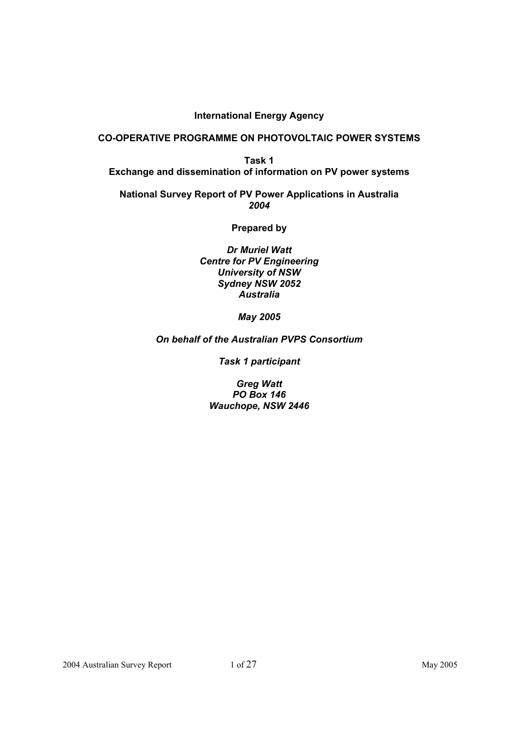**International Energy Agency**

**CO-OPERATIVE PROGRAMME ON PHOTOVOLTAIC POWER SYSTEMS**

**Task 1**
**Exchange and dissemination of information on PV power systems**

**National Survey Report of PV Power Applications in Australia**
***2004***

**Prepared by**

***Dr Muriel Watt***
***Centre for PV Engineering***
***University of NSW***
***Sydney NSW 2052***
***Australia***

***May 2005***

***On behalf of the Australian PVPS Consortium***

***Task 1 participant***

***Greg Watt***
***PO Box 146***
***Wauchope, NSW 2446***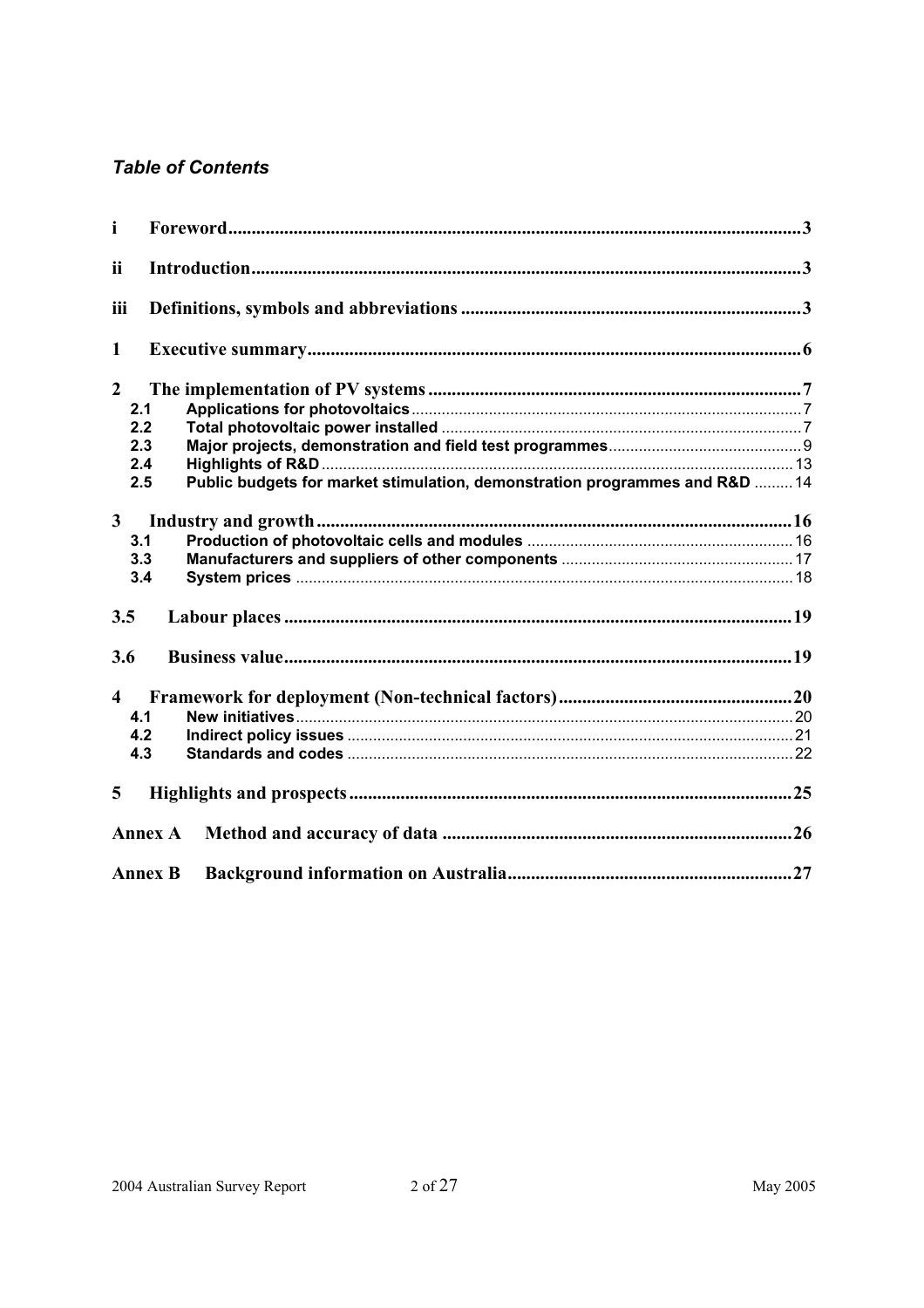### *Table of Contents*

- **i Foreword** ..... 3
- **ii Introduction** ..... 3
- **iii Definitions, symbols and abbreviations** ..... 3
- **1 Executive summary** ..... 6
- **2 The implementation of PV systems** ..... 7
  - **2.1 Applications for photovoltaics** ..... 7
  - **2.2 Total photovoltaic power installed** ..... 7
  - **2.3 Major projects, demonstration and field test programmes** ..... 9
  - **2.4 Highlights of R&D** ..... 13
  - **2.5 Public budgets for market stimulation, demonstration programmes and R&D** ..... 14
- **3 Industry and growth** ..... 16
  - **3.1 Production of photovoltaic cells and modules** ..... 16
  - **3.3 Manufacturers and suppliers of other components** ..... 17
  - **3.4 System prices** ..... 18
- **3.5 Labour places** ..... 19
- **3.6 Business value** ..... 19
- **4 Framework for deployment (Non-technical factors)** ..... 20
  - **4.1 New initiatives** ..... 20
  - **4.2 Indirect policy issues** ..... 21
  - **4.3 Standards and codes** ..... 22
- **5 Highlights and prospects** ..... 25
- **Annex A Method and accuracy of data** ..... 26
- **Annex B Background information on Australia** ..... 27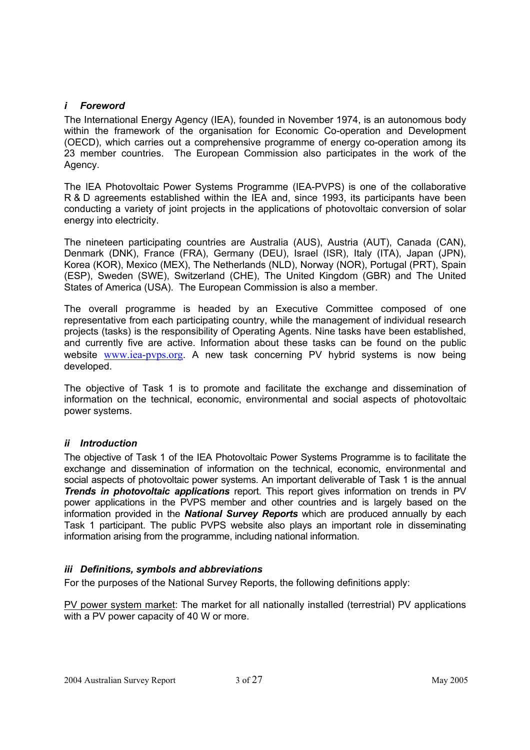## *i Foreword*

The International Energy Agency (IEA), founded in November 1974, is an autonomous body within the framework of the organisation for Economic Co-operation and Development (OECD), which carries out a comprehensive programme of energy co-operation among its 23 member countries. The European Commission also participates in the work of the Agency.

The IEA Photovoltaic Power Systems Programme (IEA-PVPS) is one of the collaborative R & D agreements established within the IEA and, since 1993, its participants have been conducting a variety of joint projects in the applications of photovoltaic conversion of solar energy into electricity.

The nineteen participating countries are Australia (AUS), Austria (AUT), Canada (CAN), Denmark (DNK), France (FRA), Germany (DEU), Israel (ISR), Italy (ITA), Japan (JPN), Korea (KOR), Mexico (MEX), The Netherlands (NLD), Norway (NOR), Portugal (PRT), Spain (ESP), Sweden (SWE), Switzerland (CHE), The United Kingdom (GBR) and The United States of America (USA). The European Commission is also a member.

The overall programme is headed by an Executive Committee composed of one representative from each participating country, while the management of individual research projects (tasks) is the responsibility of Operating Agents. Nine tasks have been established, and currently five are active. Information about these tasks can be found on the public website www.iea-pvps.org. A new task concerning PV hybrid systems is now being developed.

The objective of Task 1 is to promote and facilitate the exchange and dissemination of information on the technical, economic, environmental and social aspects of photovoltaic power systems.

## *ii Introduction*

The objective of Task 1 of the IEA Photovoltaic Power Systems Programme is to facilitate the exchange and dissemination of information on the technical, economic, environmental and social aspects of photovoltaic power systems. An important deliverable of Task 1 is the annual ***Trends in photovoltaic applications*** report. This report gives information on trends in PV power applications in the PVPS member and other countries and is largely based on the information provided in the ***National Survey Reports*** which are produced annually by each Task 1 participant. The public PVPS website also plays an important role in disseminating information arising from the programme, including national information.

## *iii Definitions, symbols and abbreviations*

For the purposes of the National Survey Reports, the following definitions apply:

<u>PV power system market</u>: The market for all nationally installed (terrestrial) PV applications with a PV power capacity of 40 W or more.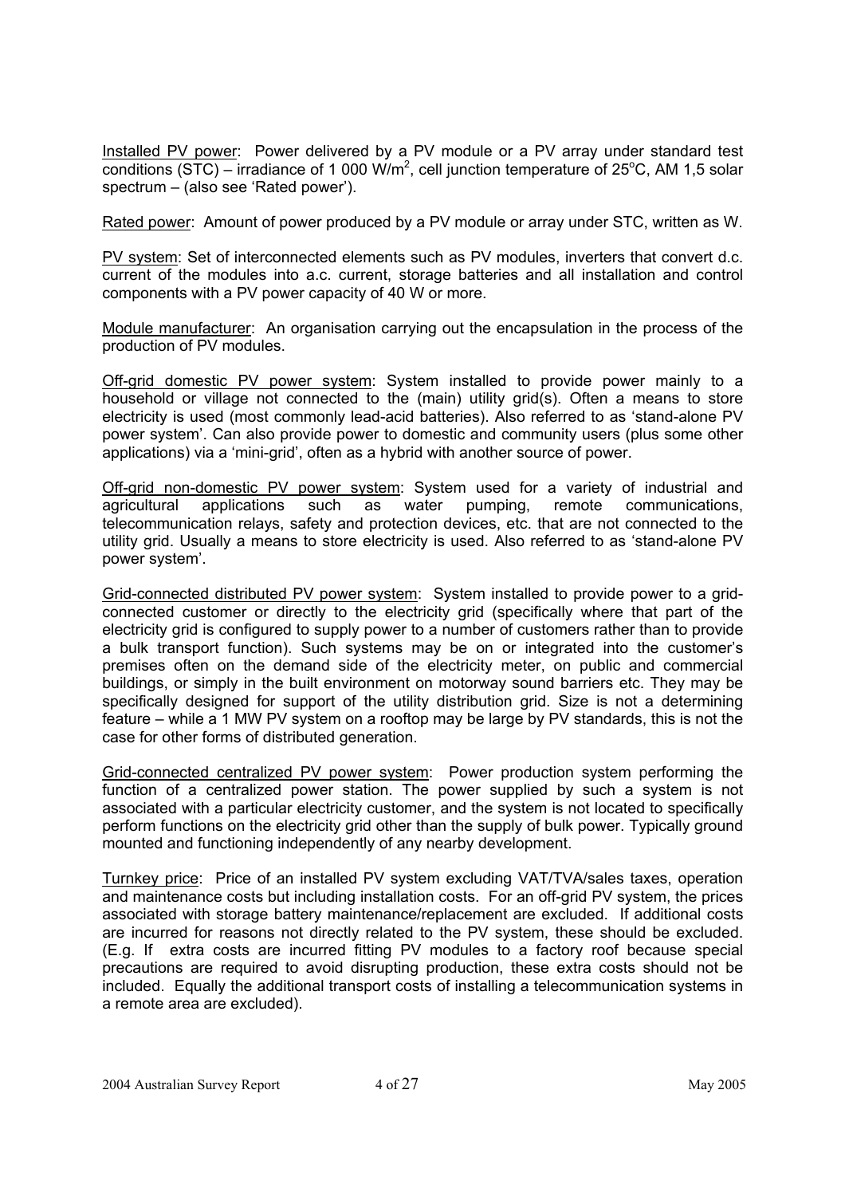Installed PV power: Power delivered by a PV module or a PV array under standard test conditions (STC) – irradiance of 1 000 W/m$^2$, cell junction temperature of 25$^o$C, AM 1,5 solar spectrum – (also see 'Rated power').

Rated power: Amount of power produced by a PV module or array under STC, written as W.

PV system: Set of interconnected elements such as PV modules, inverters that convert d.c. current of the modules into a.c. current, storage batteries and all installation and control components with a PV power capacity of 40 W or more.

Module manufacturer: An organisation carrying out the encapsulation in the process of the production of PV modules.

Off-grid domestic PV power system: System installed to provide power mainly to a household or village not connected to the (main) utility grid(s). Often a means to store electricity is used (most commonly lead-acid batteries). Also referred to as 'stand-alone PV power system'. Can also provide power to domestic and community users (plus some other applications) via a 'mini-grid', often as a hybrid with another source of power.

Off-grid non-domestic PV power system: System used for a variety of industrial and agricultural applications such as water pumping, remote communications, telecommunication relays, safety and protection devices, etc. that are not connected to the utility grid. Usually a means to store electricity is used. Also referred to as 'stand-alone PV power system'.

Grid-connected distributed PV power system: System installed to provide power to a grid-connected customer or directly to the electricity grid (specifically where that part of the electricity grid is configured to supply power to a number of customers rather than to provide a bulk transport function). Such systems may be on or integrated into the customer's premises often on the demand side of the electricity meter, on public and commercial buildings, or simply in the built environment on motorway sound barriers etc. They may be specifically designed for support of the utility distribution grid. Size is not a determining feature – while a 1 MW PV system on a rooftop may be large by PV standards, this is not the case for other forms of distributed generation.

Grid-connected centralized PV power system: Power production system performing the function of a centralized power station. The power supplied by such a system is not associated with a particular electricity customer, and the system is not located to specifically perform functions on the electricity grid other than the supply of bulk power. Typically ground mounted and functioning independently of any nearby development.

Turnkey price: Price of an installed PV system excluding VAT/TVA/sales taxes, operation and maintenance costs but including installation costs. For an off-grid PV system, the prices associated with storage battery maintenance/replacement are excluded. If additional costs are incurred for reasons not directly related to the PV system, these should be excluded. (E.g. If extra costs are incurred fitting PV modules to a factory roof because special precautions are required to avoid disrupting production, these extra costs should not be included. Equally the additional transport costs of installing a telecommunication systems in a remote area are excluded).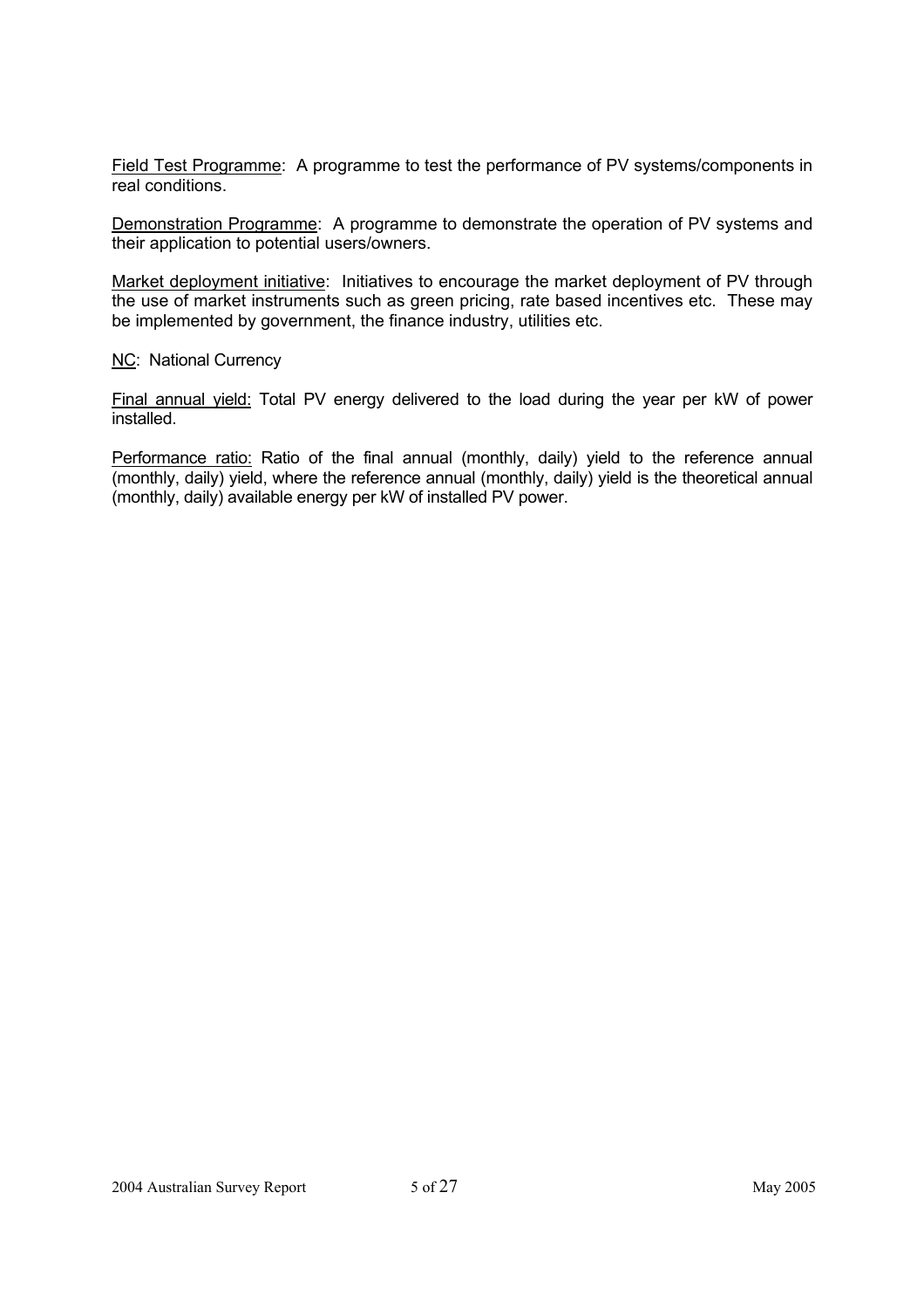Field Test Programme: A programme to test the performance of PV systems/components in real conditions.

Demonstration Programme: A programme to demonstrate the operation of PV systems and their application to potential users/owners.

Market deployment initiative: Initiatives to encourage the market deployment of PV through the use of market instruments such as green pricing, rate based incentives etc. These may be implemented by government, the finance industry, utilities etc.

NC: National Currency

Final annual yield: Total PV energy delivered to the load during the year per kW of power installed.

Performance ratio: Ratio of the final annual (monthly, daily) yield to the reference annual (monthly, daily) yield, where the reference annual (monthly, daily) yield is the theoretical annual (monthly, daily) available energy per kW of installed PV power.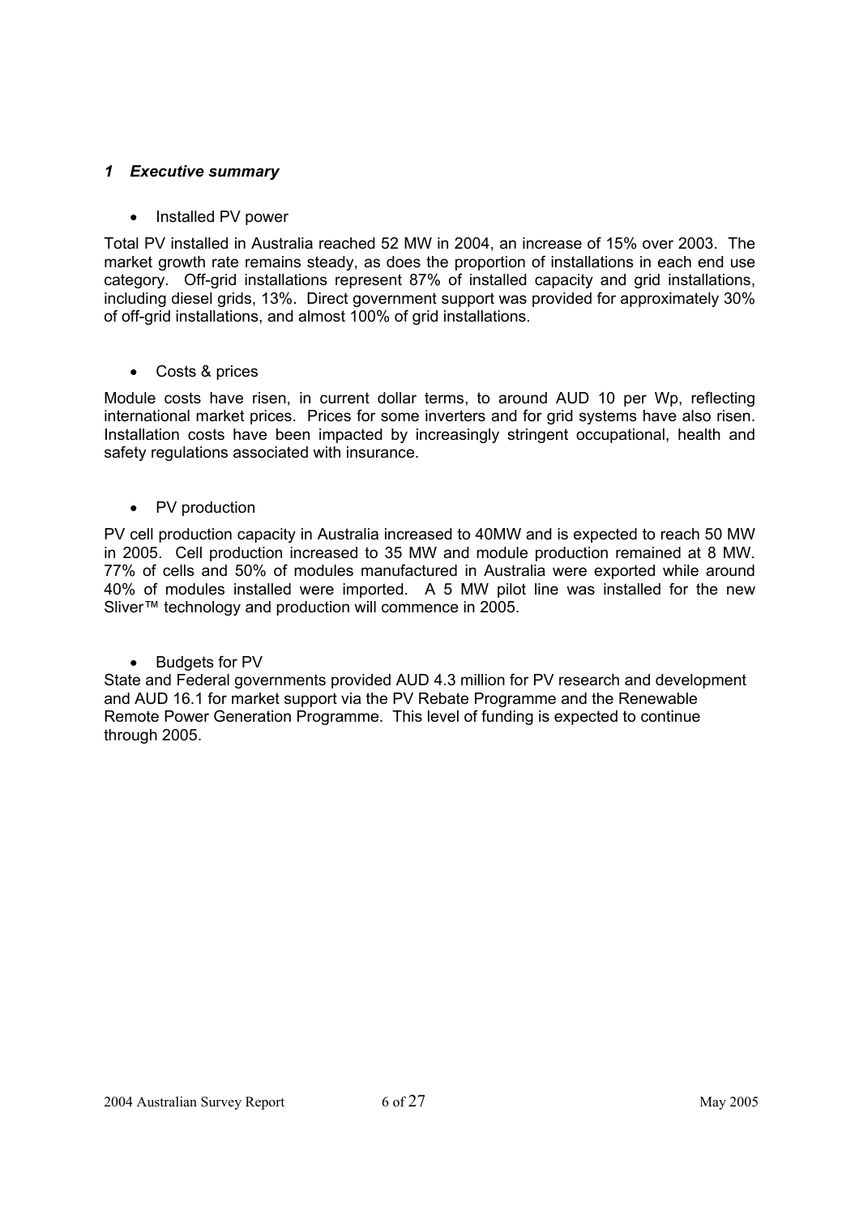# *1 Executive summary*

- Installed PV power

Total PV installed in Australia reached 52 MW in 2004, an increase of 15% over 2003. The market growth rate remains steady, as does the proportion of installations in each end use category. Off-grid installations represent 87% of installed capacity and grid installations, including diesel grids, 13%. Direct government support was provided for approximately 30% of off-grid installations, and almost 100% of grid installations.

- Costs & prices

Module costs have risen, in current dollar terms, to around AUD 10 per Wp, reflecting international market prices. Prices for some inverters and for grid systems have also risen. Installation costs have been impacted by increasingly stringent occupational, health and safety regulations associated with insurance.

- PV production

PV cell production capacity in Australia increased to 40MW and is expected to reach 50 MW in 2005. Cell production increased to 35 MW and module production remained at 8 MW. 77% of cells and 50% of modules manufactured in Australia were exported while around 40% of modules installed were imported. A 5 MW pilot line was installed for the new Sliver™ technology and production will commence in 2005.

- Budgets for PV

State and Federal governments provided AUD 4.3 million for PV research and development and AUD 16.1 for market support via the PV Rebate Programme and the Renewable Remote Power Generation Programme. This level of funding is expected to continue through 2005.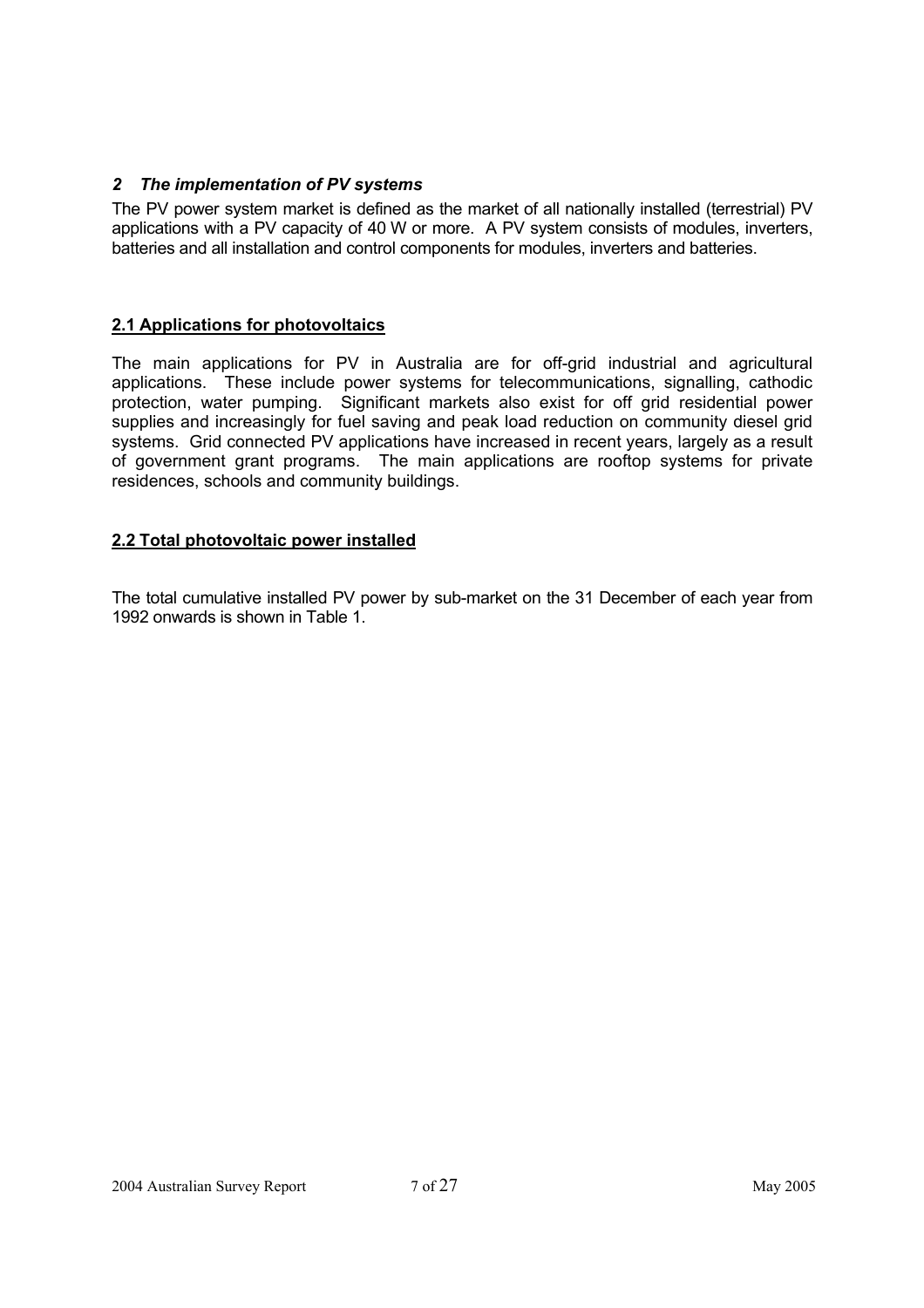## *2 The implementation of PV systems*

The PV power system market is defined as the market of all nationally installed (terrestrial) PV applications with a PV capacity of 40 W or more. A PV system consists of modules, inverters, batteries and all installation and control components for modules, inverters and batteries.

### 2.1 Applications for photovoltaics

The main applications for PV in Australia are for off-grid industrial and agricultural applications. These include power systems for telecommunications, signalling, cathodic protection, water pumping. Significant markets also exist for off grid residential power supplies and increasingly for fuel saving and peak load reduction on community diesel grid systems. Grid connected PV applications have increased in recent years, largely as a result of government grant programs. The main applications are rooftop systems for private residences, schools and community buildings.

### 2.2 Total photovoltaic power installed

The total cumulative installed PV power by sub-market on the 31 December of each year from 1992 onwards is shown in Table 1.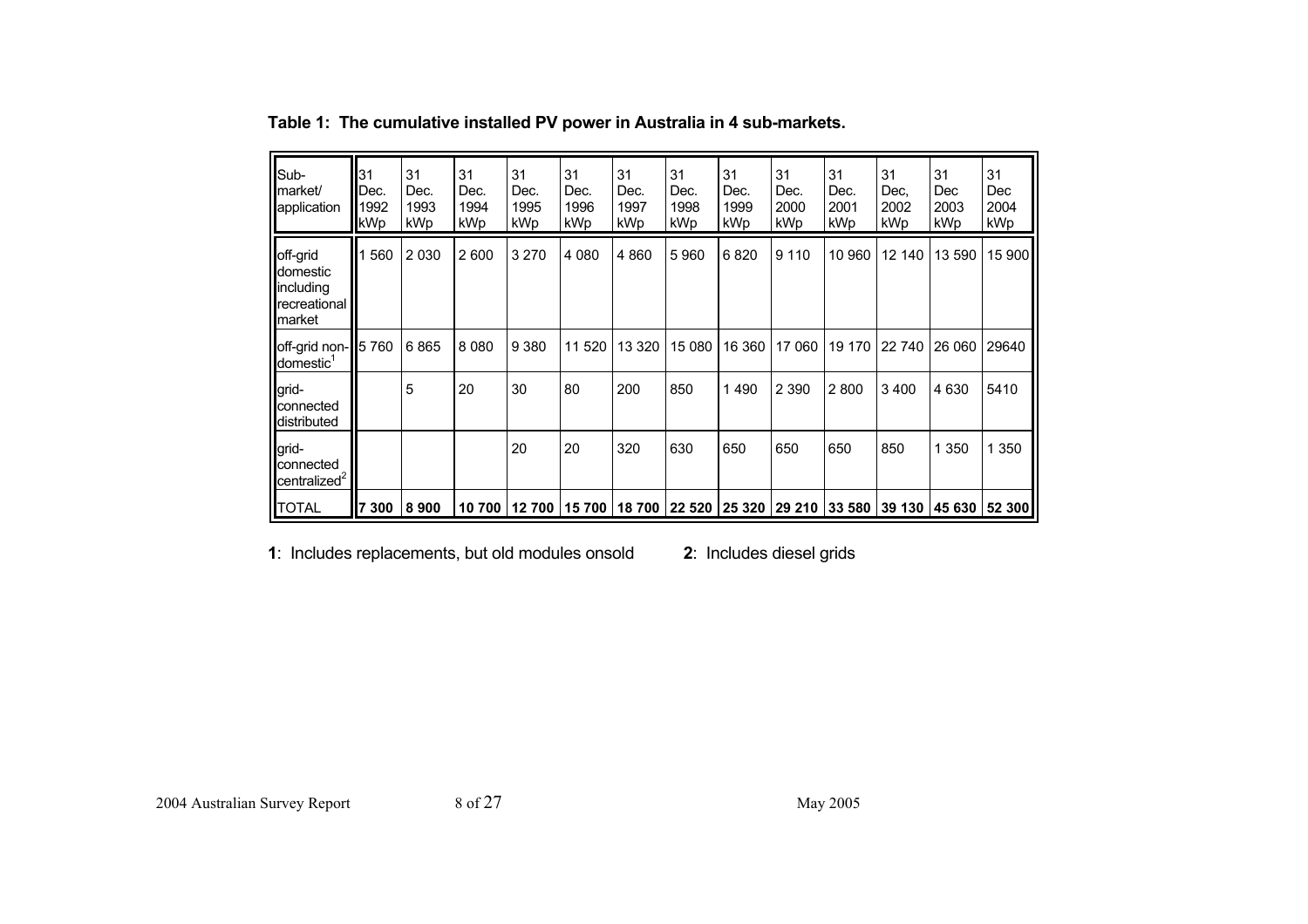**Table 1: The cumulative installed PV power in Australia in 4 sub-markets.**

| Sub-market/ application | 31 Dec. 1992 kWp | 31 Dec. 1993 kWp | 31 Dec. 1994 kWp | 31 Dec. 1995 kWp | 31 Dec. 1996 kWp | 31 Dec. 1997 kWp | 31 Dec. 1998 kWp | 31 Dec. 1999 kWp | 31 Dec. 2000 kWp | 31 Dec. 2001 kWp | 31 Dec, 2002 kWp | 31 Dec 2003 kWp | 31 Dec 2004 kWp |
|---|---|---|---|---|---|---|---|---|---|---|---|---|---|
| off-grid domestic including recreational market | 1 560 | 2 030 | 2 600 | 3 270 | 4 080 | 4 860 | 5 960 | 6 820 | 9 110 | 10 960 | 12 140 | 13 590 | 15 900 |
| off-grid non-domestic[1] | 5 760 | 6 865 | 8 080 | 9 380 | 11 520 | 13 320 | 15 080 | 16 360 | 17 060 | 19 170 | 22 740 | 26 060 | 29640 |
| grid-connected distributed | | 5 | 20 | 30 | 80 | 200 | 850 | 1 490 | 2 390 | 2 800 | 3 400 | 4 630 | 5410 |
| grid-connected centralized[2] | | | | 20 | 20 | 320 | 630 | 650 | 650 | 650 | 850 | 1 350 | 1 350 |
| TOTAL | **7 300** | **8 900** | **10 700** | **12 700** | **15 700** | **18 700** | **22 520** | **25 320** | **29 210** | **33 580** | **39 130** | **45 630** | **52 300** |

**1**: Includes replacements, but old modules onsold

**2**: Includes diesel grids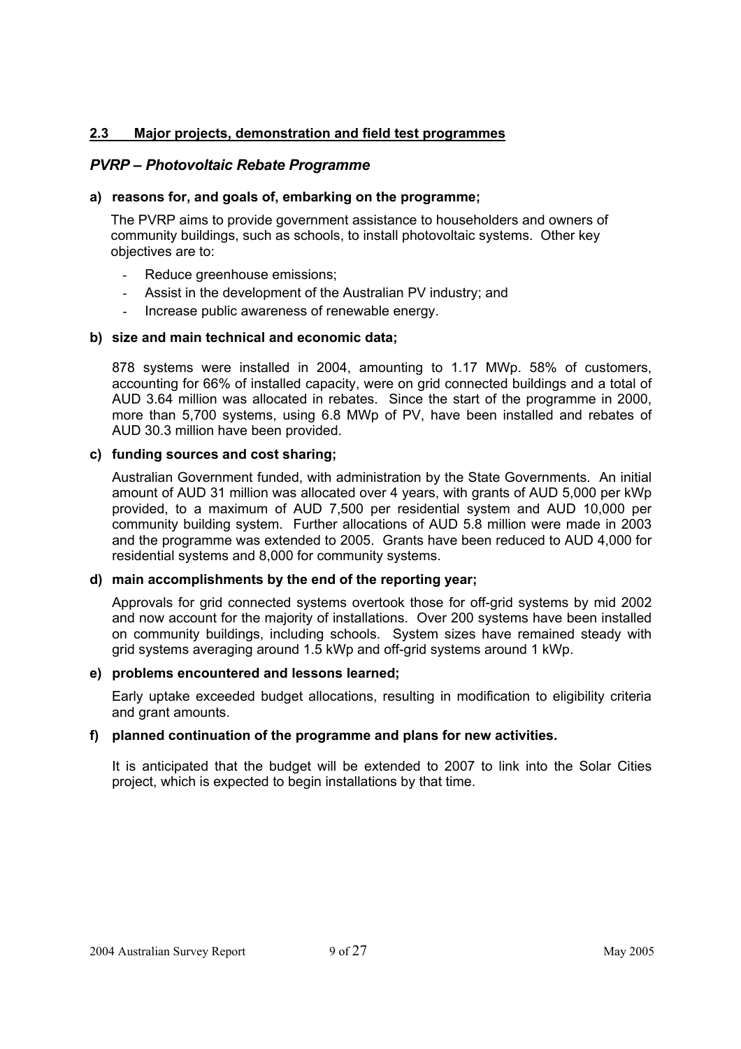## 2.3 Major projects, demonstration and field test programmes

### *PVRP – Photovoltaic Rebate Programme*

**a) reasons for, and goals of, embarking on the programme;**

The PVRP aims to provide government assistance to householders and owners of community buildings, such as schools, to install photovoltaic systems. Other key objectives are to:

- Reduce greenhouse emissions;
- Assist in the development of the Australian PV industry; and
- Increase public awareness of renewable energy.

**b) size and main technical and economic data;**

878 systems were installed in 2004, amounting to 1.17 MWp. 58% of customers, accounting for 66% of installed capacity, were on grid connected buildings and a total of AUD 3.64 million was allocated in rebates. Since the start of the programme in 2000, more than 5,700 systems, using 6.8 MWp of PV, have been installed and rebates of AUD 30.3 million have been provided.

**c) funding sources and cost sharing;**

Australian Government funded, with administration by the State Governments. An initial amount of AUD 31 million was allocated over 4 years, with grants of AUD 5,000 per kWp provided, to a maximum of AUD 7,500 per residential system and AUD 10,000 per community building system. Further allocations of AUD 5.8 million were made in 2003 and the programme was extended to 2005. Grants have been reduced to AUD 4,000 for residential systems and 8,000 for community systems.

**d) main accomplishments by the end of the reporting year;**

Approvals for grid connected systems overtook those for off-grid systems by mid 2002 and now account for the majority of installations. Over 200 systems have been installed on community buildings, including schools. System sizes have remained steady with grid systems averaging around 1.5 kWp and off-grid systems around 1 kWp.

**e) problems encountered and lessons learned;**

Early uptake exceeded budget allocations, resulting in modification to eligibility criteria and grant amounts.

**f) planned continuation of the programme and plans for new activities.**

It is anticipated that the budget will be extended to 2007 to link into the Solar Cities project, which is expected to begin installations by that time.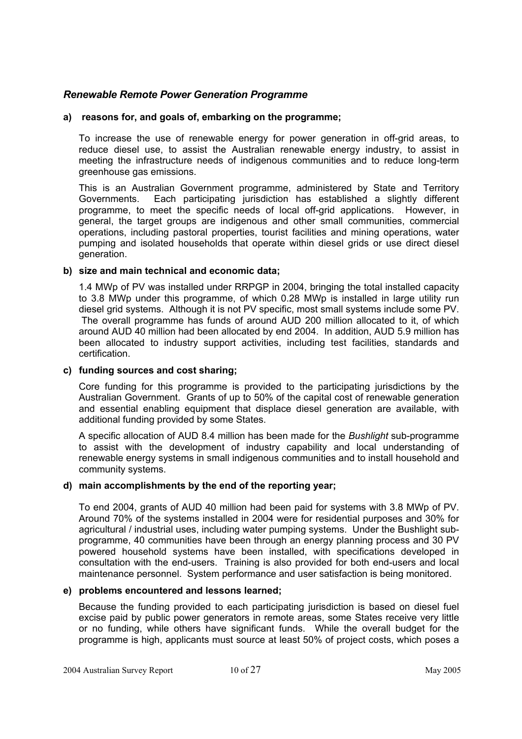### *Renewable Remote Power Generation Programme*

**a) reasons for, and goals of, embarking on the programme;**

To increase the use of renewable energy for power generation in off-grid areas, to reduce diesel use, to assist the Australian renewable energy industry, to assist in meeting the infrastructure needs of indigenous communities and to reduce long-term greenhouse gas emissions.

This is an Australian Government programme, administered by State and Territory Governments. Each participating jurisdiction has established a slightly different programme, to meet the specific needs of local off-grid applications. However, in general, the target groups are indigenous and other small communities, commercial operations, including pastoral properties, tourist facilities and mining operations, water pumping and isolated households that operate within diesel grids or use direct diesel generation.

**b) size and main technical and economic data;**

1.4 MWp of PV was installed under RRPGP in 2004, bringing the total installed capacity to 3.8 MWp under this programme, of which 0.28 MWp is installed in large utility run diesel grid systems. Although it is not PV specific, most small systems include some PV. The overall programme has funds of around AUD 200 million allocated to it, of which around AUD 40 million had been allocated by end 2004. In addition, AUD 5.9 million has been allocated to industry support activities, including test facilities, standards and certification.

**c) funding sources and cost sharing;**

Core funding for this programme is provided to the participating jurisdictions by the Australian Government. Grants of up to 50% of the capital cost of renewable generation and essential enabling equipment that displace diesel generation are available, with additional funding provided by some States.

A specific allocation of AUD 8.4 million has been made for the *Bushlight* sub-programme to assist with the development of industry capability and local understanding of renewable energy systems in small indigenous communities and to install household and community systems.

**d) main accomplishments by the end of the reporting year;**

To end 2004, grants of AUD 40 million had been paid for systems with 3.8 MWp of PV. Around 70% of the systems installed in 2004 were for residential purposes and 30% for agricultural / industrial uses, including water pumping systems. Under the Bushlight sub-programme, 40 communities have been through an energy planning process and 30 PV powered household systems have been installed, with specifications developed in consultation with the end-users. Training is also provided for both end-users and local maintenance personnel. System performance and user satisfaction is being monitored.

**e) problems encountered and lessons learned;**

Because the funding provided to each participating jurisdiction is based on diesel fuel excise paid by public power generators in remote areas, some States receive very little or no funding, while others have significant funds. While the overall budget for the programme is high, applicants must source at least 50% of project costs, which poses a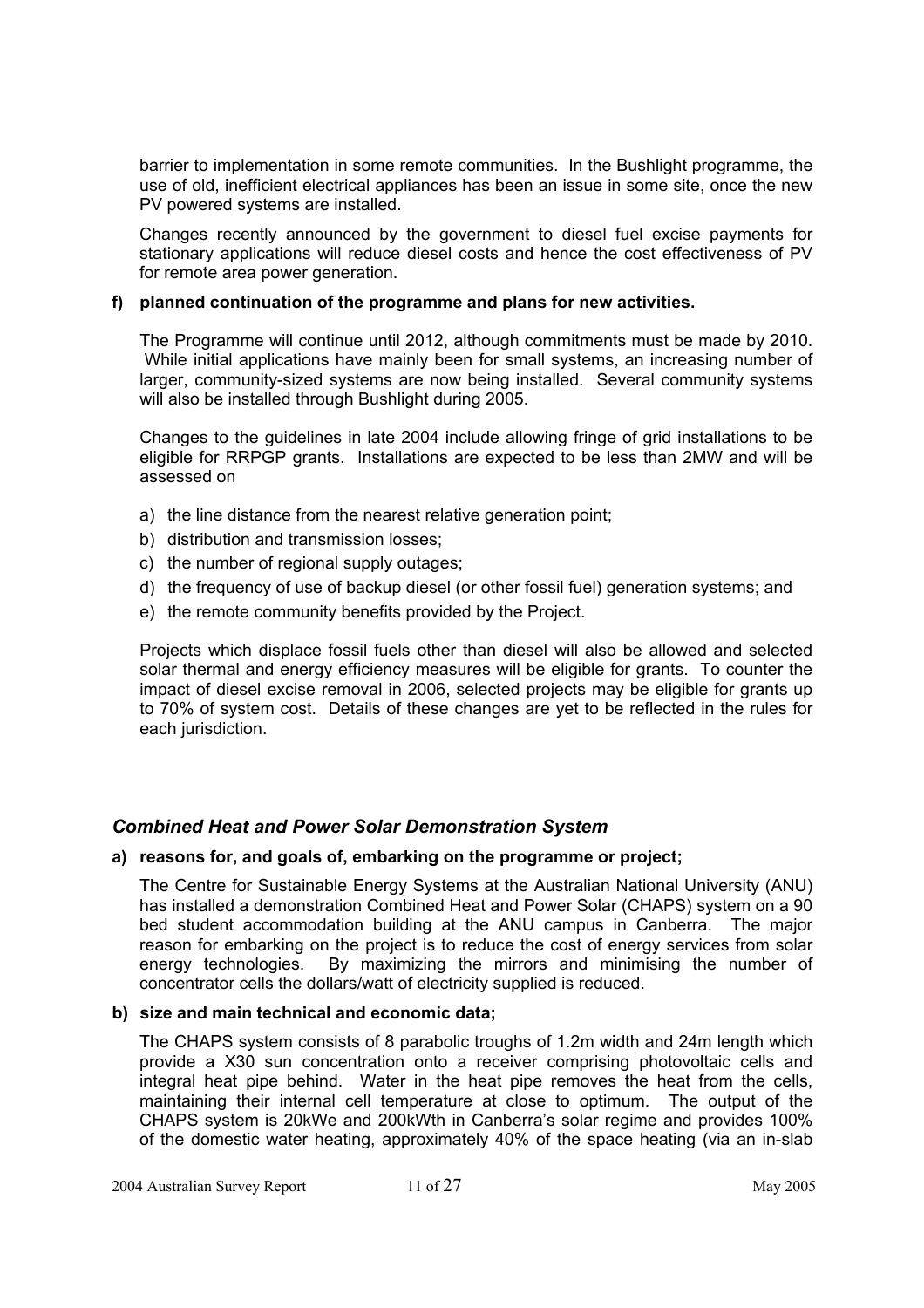barrier to implementation in some remote communities. In the Bushlight programme, the use of old, inefficient electrical appliances has been an issue in some site, once the new PV powered systems are installed.

Changes recently announced by the government to diesel fuel excise payments for stationary applications will reduce diesel costs and hence the cost effectiveness of PV for remote area power generation.

**f) planned continuation of the programme and plans for new activities.**

The Programme will continue until 2012, although commitments must be made by 2010. While initial applications have mainly been for small systems, an increasing number of larger, community-sized systems are now being installed. Several community systems will also be installed through Bushlight during 2005.

Changes to the guidelines in late 2004 include allowing fringe of grid installations to be eligible for RRPGP grants. Installations are expected to be less than 2MW and will be assessed on

a) the line distance from the nearest relative generation point;
b) distribution and transmission losses;
c) the number of regional supply outages;
d) the frequency of use of backup diesel (or other fossil fuel) generation systems; and
e) the remote community benefits provided by the Project.

Projects which displace fossil fuels other than diesel will also be allowed and selected solar thermal and energy efficiency measures will be eligible for grants. To counter the impact of diesel excise removal in 2006, selected projects may be eligible for grants up to 70% of system cost. Details of these changes are yet to be reflected in the rules for each jurisdiction.

### *Combined Heat and Power Solar Demonstration System*

**a) reasons for, and goals of, embarking on the programme or project;**

The Centre for Sustainable Energy Systems at the Australian National University (ANU) has installed a demonstration Combined Heat and Power Solar (CHAPS) system on a 90 bed student accommodation building at the ANU campus in Canberra. The major reason for embarking on the project is to reduce the cost of energy services from solar energy technologies. By maximizing the mirrors and minimising the number of concentrator cells the dollars/watt of electricity supplied is reduced.

**b) size and main technical and economic data;**

The CHAPS system consists of 8 parabolic troughs of 1.2m width and 24m length which provide a X30 sun concentration onto a receiver comprising photovoltaic cells and integral heat pipe behind. Water in the heat pipe removes the heat from the cells, maintaining their internal cell temperature at close to optimum. The output of the CHAPS system is 20kWe and 200kWth in Canberra's solar regime and provides 100% of the domestic water heating, approximately 40% of the space heating (via an in-slab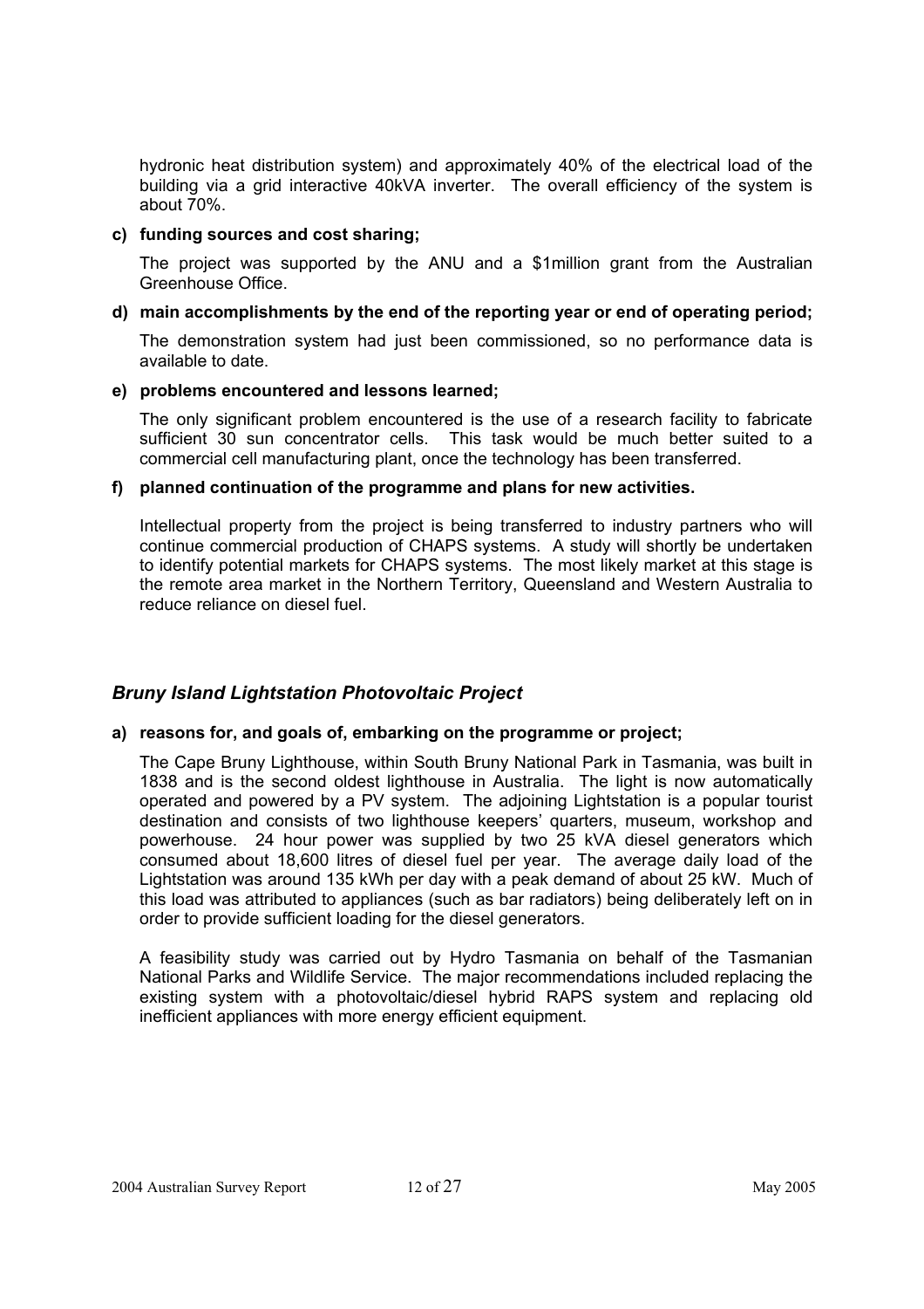hydronic heat distribution system) and approximately 40% of the electrical load of the building via a grid interactive 40kVA inverter. The overall efficiency of the system is about 70%.

**c) funding sources and cost sharing;**

The project was supported by the ANU and a $1million grant from the Australian Greenhouse Office.

**d) main accomplishments by the end of the reporting year or end of operating period;**

The demonstration system had just been commissioned, so no performance data is available to date.

**e) problems encountered and lessons learned;**

The only significant problem encountered is the use of a research facility to fabricate sufficient 30 sun concentrator cells. This task would be much better suited to a commercial cell manufacturing plant, once the technology has been transferred.

**f) planned continuation of the programme and plans for new activities.**

Intellectual property from the project is being transferred to industry partners who will continue commercial production of CHAPS systems. A study will shortly be undertaken to identify potential markets for CHAPS systems. The most likely market at this stage is the remote area market in the Northern Territory, Queensland and Western Australia to reduce reliance on diesel fuel.

### *Bruny Island Lightstation Photovoltaic Project*

**a) reasons for, and goals of, embarking on the programme or project;**

The Cape Bruny Lighthouse, within South Bruny National Park in Tasmania, was built in 1838 and is the second oldest lighthouse in Australia. The light is now automatically operated and powered by a PV system. The adjoining Lightstation is a popular tourist destination and consists of two lighthouse keepers' quarters, museum, workshop and powerhouse. 24 hour power was supplied by two 25 kVA diesel generators which consumed about 18,600 litres of diesel fuel per year. The average daily load of the Lightstation was around 135 kWh per day with a peak demand of about 25 kW. Much of this load was attributed to appliances (such as bar radiators) being deliberately left on in order to provide sufficient loading for the diesel generators.

A feasibility study was carried out by Hydro Tasmania on behalf of the Tasmanian National Parks and Wildlife Service. The major recommendations included replacing the existing system with a photovoltaic/diesel hybrid RAPS system and replacing old inefficient appliances with more energy efficient equipment.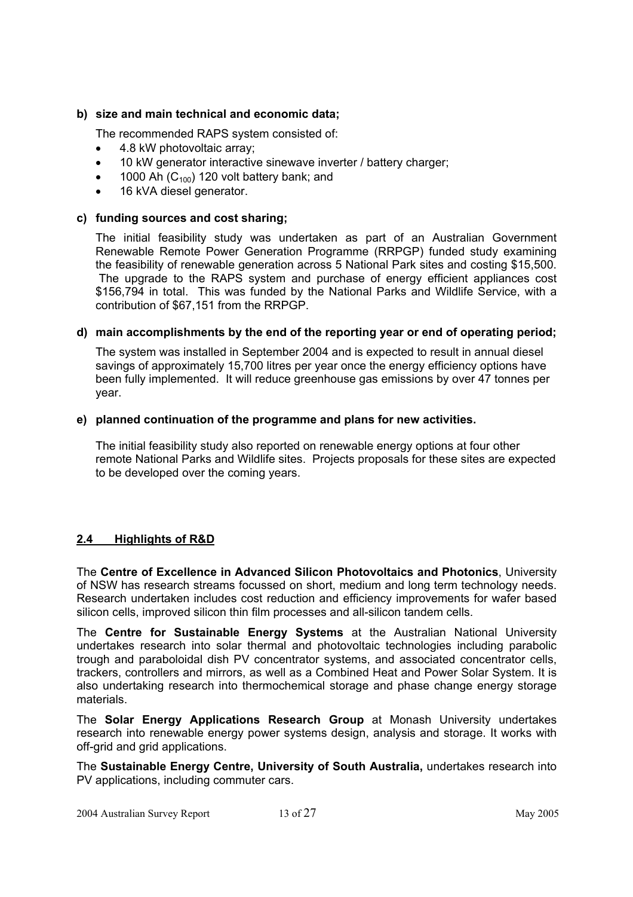**b) size and main technical and economic data;**

The recommended RAPS system consisted of:

- 4.8 kW photovoltaic array;
- 10 kW generator interactive sinewave inverter / battery charger;
- 1000 Ah ($C_{100}$) 120 volt battery bank; and
- 16 kVA diesel generator.

**c) funding sources and cost sharing;**

The initial feasibility study was undertaken as part of an Australian Government Renewable Remote Power Generation Programme (RRPGP) funded study examining the feasibility of renewable generation across 5 National Park sites and costing $15,500. The upgrade to the RAPS system and purchase of energy efficient appliances cost $156,794 in total. This was funded by the National Parks and Wildlife Service, with a contribution of $67,151 from the RRPGP.

**d) main accomplishments by the end of the reporting year or end of operating period;**

The system was installed in September 2004 and is expected to result in annual diesel savings of approximately 15,700 litres per year once the energy efficiency options have been fully implemented. It will reduce greenhouse gas emissions by over 47 tonnes per year.

**e) planned continuation of the programme and plans for new activities.**

The initial feasibility study also reported on renewable energy options at four other remote National Parks and Wildlife sites. Projects proposals for these sites are expected to be developed over the coming years.

## 2.4 Highlights of R&D

The **Centre of Excellence in Advanced Silicon Photovoltaics and Photonics**, University of NSW has research streams focussed on short, medium and long term technology needs. Research undertaken includes cost reduction and efficiency improvements for wafer based silicon cells, improved silicon thin film processes and all-silicon tandem cells.

The **Centre for Sustainable Energy Systems** at the Australian National University undertakes research into solar thermal and photovoltaic technologies including parabolic trough and paraboloidal dish PV concentrator systems, and associated concentrator cells, trackers, controllers and mirrors, as well as a Combined Heat and Power Solar System. It is also undertaking research into thermochemical storage and phase change energy storage materials.

The **Solar Energy Applications Research Group** at Monash University undertakes research into renewable energy power systems design, analysis and storage. It works with off-grid and grid applications.

The **Sustainable Energy Centre, University of South Australia,** undertakes research into PV applications, including commuter cars.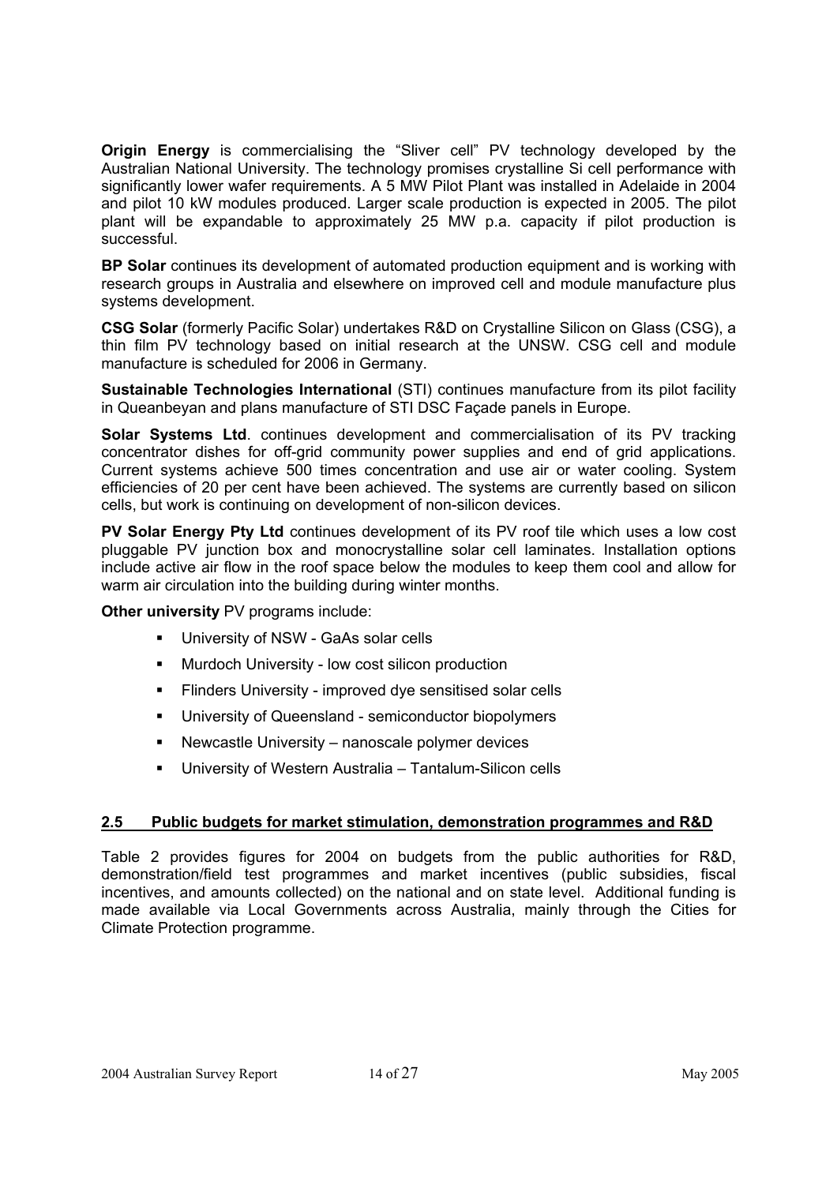**Origin Energy** is commercialising the "Sliver cell" PV technology developed by the Australian National University. The technology promises crystalline Si cell performance with significantly lower wafer requirements. A 5 MW Pilot Plant was installed in Adelaide in 2004 and pilot 10 kW modules produced. Larger scale production is expected in 2005. The pilot plant will be expandable to approximately 25 MW p.a. capacity if pilot production is successful.

**BP Solar** continues its development of automated production equipment and is working with research groups in Australia and elsewhere on improved cell and module manufacture plus systems development.

**CSG Solar** (formerly Pacific Solar) undertakes R&D on Crystalline Silicon on Glass (CSG), a thin film PV technology based on initial research at the UNSW. CSG cell and module manufacture is scheduled for 2006 in Germany.

**Sustainable Technologies International** (STI) continues manufacture from its pilot facility in Queanbeyan and plans manufacture of STI DSC Façade panels in Europe.

**Solar Systems Ltd**. continues development and commercialisation of its PV tracking concentrator dishes for off-grid community power supplies and end of grid applications. Current systems achieve 500 times concentration and use air or water cooling. System efficiencies of 20 per cent have been achieved. The systems are currently based on silicon cells, but work is continuing on development of non-silicon devices.

**PV Solar Energy Pty Ltd** continues development of its PV roof tile which uses a low cost pluggable PV junction box and monocrystalline solar cell laminates. Installation options include active air flow in the roof space below the modules to keep them cool and allow for warm air circulation into the building during winter months.

**Other university** PV programs include:

- University of NSW - GaAs solar cells
- Murdoch University - low cost silicon production
- Flinders University - improved dye sensitised solar cells
- University of Queensland - semiconductor biopolymers
- Newcastle University – nanoscale polymer devices
- University of Western Australia – Tantalum-Silicon cells

## 2.5 Public budgets for market stimulation, demonstration programmes and R&D

Table 2 provides figures for 2004 on budgets from the public authorities for R&D, demonstration/field test programmes and market incentives (public subsidies, fiscal incentives, and amounts collected) on the national and on state level. Additional funding is made available via Local Governments across Australia, mainly through the Cities for Climate Protection programme.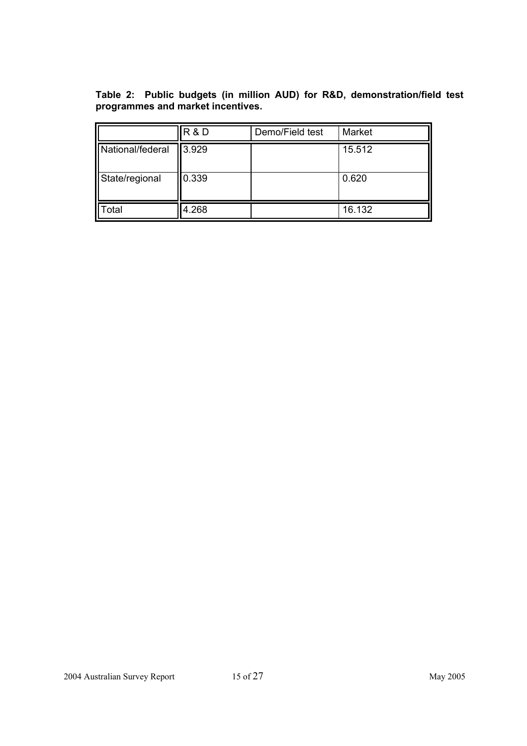**Table 2: Public budgets (in million AUD) for R&D, demonstration/field test programmes and market incentives.**

| | R & D | Demo/Field test | Market |
|---|---|---|---|
| National/federal | 3.929 | | 15.512 |
| State/regional | 0.339 | | 0.620 |
| Total | 4.268 | | 16.132 |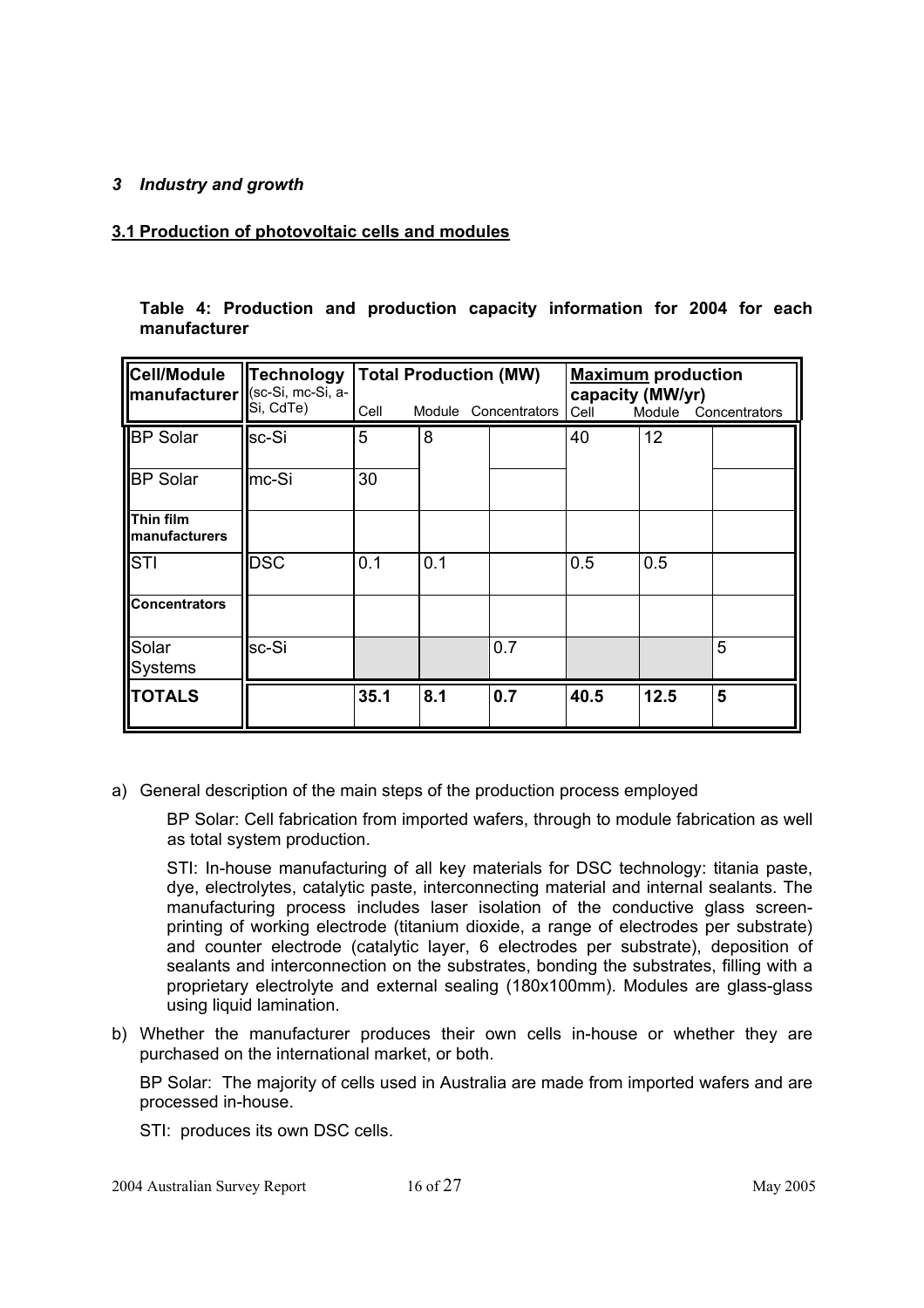### *3 Industry and growth*

#### 3.1 Production of photovoltaic cells and modules

**Table 4: Production and production capacity information for 2004 for each manufacturer**

| Cell/Module manufacturer | Technology (sc-Si, mc-Si, a-Si, CdTe) | Total Production (MW) | | | Maximum production capacity (MW/yr) | | |
|---|---|---|---|---|---|---|---|
| | | Cell | Module | Concentrators | Cell | Module | Concentrators |
| BP Solar | sc-Si | 5 | 8 | | 40 | 12 | |
| BP Solar | mc-Si | 30 | | | | | |
| **Thin film manufacturers** | | | | | | | |
| STI | DSC | 0.1 | 0.1 | | 0.5 | 0.5 | |
| **Concentrators** | | | | | | | |
| Solar Systems | sc-Si | | | 0.7 | | | 5 |
| **TOTALS** | | **35.1** | **8.1** | **0.7** | **40.5** | **12.5** | **5** |

a) General description of the main steps of the production process employed

   BP Solar: Cell fabrication from imported wafers, through to module fabrication as well as total system production.

   STI: In-house manufacturing of all key materials for DSC technology: titania paste, dye, electrolytes, catalytic paste, interconnecting material and internal sealants. The manufacturing process includes laser isolation of the conductive glass screen-printing of working electrode (titanium dioxide, a range of electrodes per substrate) and counter electrode (catalytic layer, 6 electrodes per substrate), deposition of sealants and interconnection on the substrates, bonding the substrates, filling with a proprietary electrolyte and external sealing (180x100mm). Modules are glass-glass using liquid lamination.

b) Whether the manufacturer produces their own cells in-house or whether they are purchased on the international market, or both.

   BP Solar: The majority of cells used in Australia are made from imported wafers and are processed in-house.

   STI: produces its own DSC cells.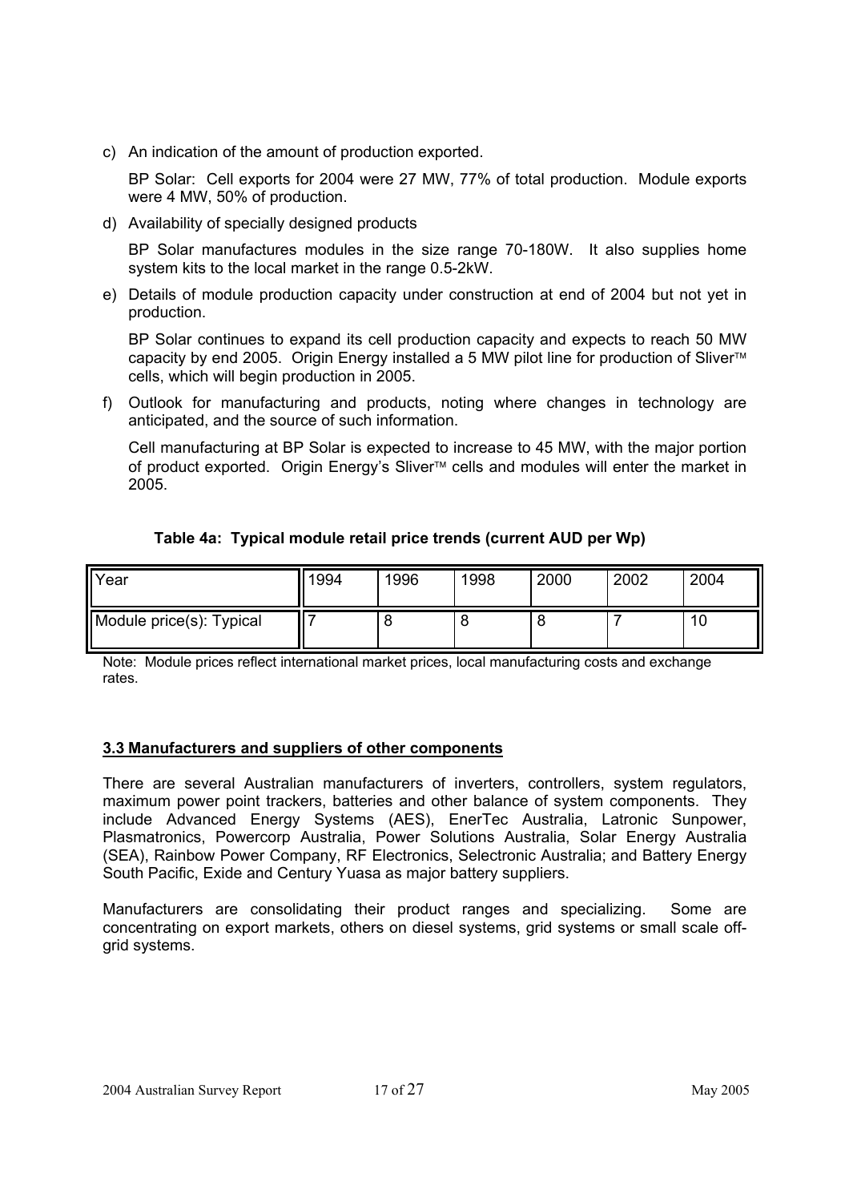c) An indication of the amount of production exported.

   BP Solar: Cell exports for 2004 were 27 MW, 77% of total production. Module exports were 4 MW, 50% of production.

d) Availability of specially designed products

   BP Solar manufactures modules in the size range 70-180W. It also supplies home system kits to the local market in the range 0.5-2kW.

e) Details of module production capacity under construction at end of 2004 but not yet in production.

   BP Solar continues to expand its cell production capacity and expects to reach 50 MW capacity by end 2005. Origin Energy installed a 5 MW pilot line for production of Sliver™ cells, which will begin production in 2005.

f) Outlook for manufacturing and products, noting where changes in technology are anticipated, and the source of such information.

   Cell manufacturing at BP Solar is expected to increase to 45 MW, with the major portion of product exported. Origin Energy's Sliver™ cells and modules will enter the market in 2005.

**Table 4a: Typical module retail price trends (current AUD per Wp)**

| Year | 1994 | 1996 | 1998 | 2000 | 2002 | 2004 |
|---|---|---|---|---|---|---|
| Module price(s): Typical | 7 | 8 | 8 | 8 | 7 | 10 |

Note: Module prices reflect international market prices, local manufacturing costs and exchange rates.

## 3.3 Manufacturers and suppliers of other components

There are several Australian manufacturers of inverters, controllers, system regulators, maximum power point trackers, batteries and other balance of system components. They include Advanced Energy Systems (AES), EnerTec Australia, Latronic Sunpower, Plasmatronics, Powercorp Australia, Power Solutions Australia, Solar Energy Australia (SEA), Rainbow Power Company, RF Electronics, Selectronic Australia; and Battery Energy South Pacific, Exide and Century Yuasa as major battery suppliers.

Manufacturers are consolidating their product ranges and specializing. Some are concentrating on export markets, others on diesel systems, grid systems or small scale off-grid systems.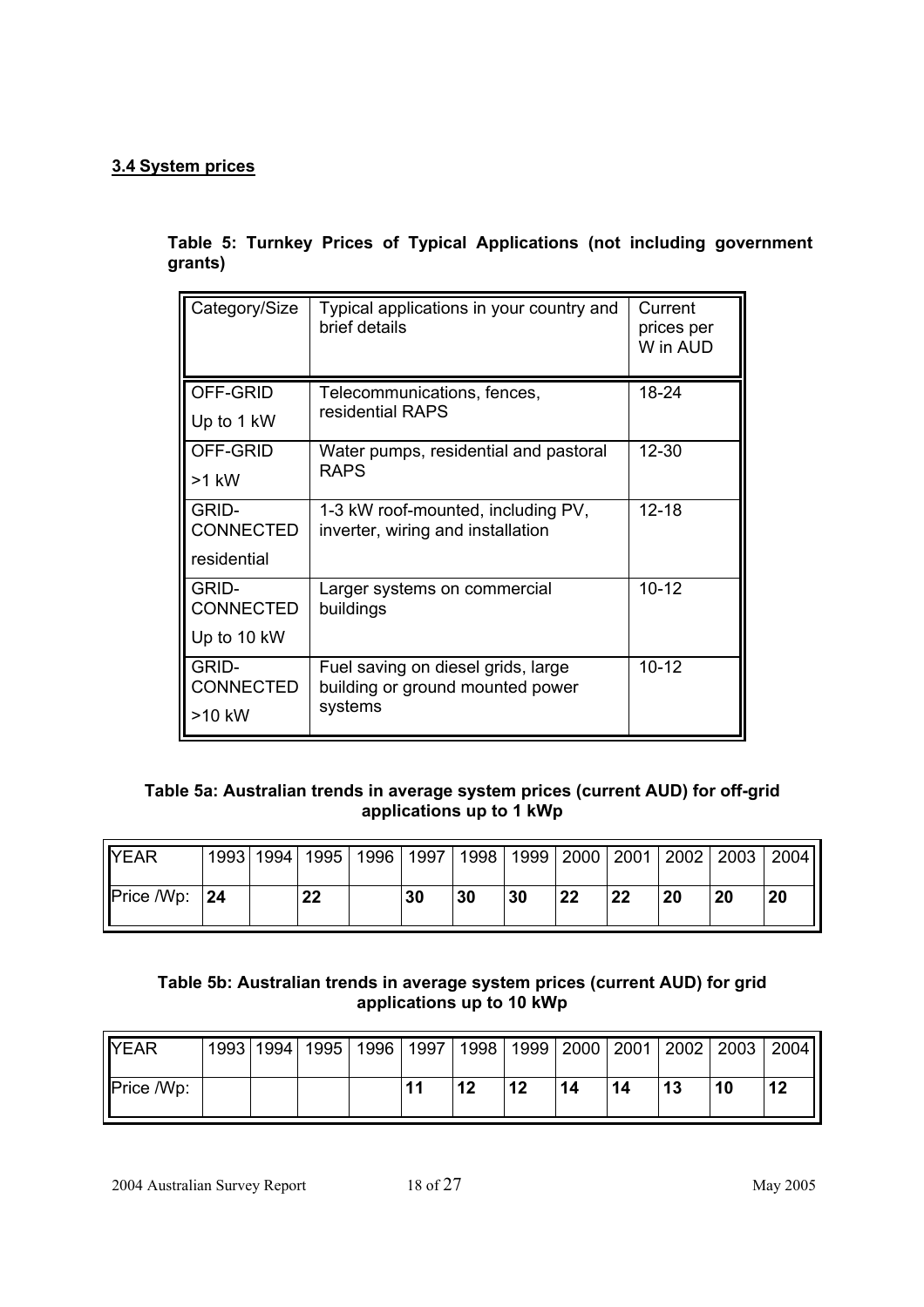### 3.4 System prices

**Table 5: Turnkey Prices of Typical Applications (not including government grants)**

| Category/Size | Typical applications in your country and brief details | Current prices per W in AUD |
|---|---|---|
| OFF-GRID<br>Up to 1 kW | Telecommunications, fences, residential RAPS | 18-24 |
| OFF-GRID<br>>1 kW | Water pumps, residential and pastoral RAPS | 12-30 |
| GRID-CONNECTED<br>residential | 1-3 kW roof-mounted, including PV, inverter, wiring and installation | 12-18 |
| GRID-CONNECTED<br>Up to 10 kW | Larger systems on commercial buildings | 10-12 |
| GRID-CONNECTED<br>>10 kW | Fuel saving on diesel grids, large building or ground mounted power systems | 10-12 |

**Table 5a: Australian trends in average system prices (current AUD) for off-grid applications up to 1 kWp**

| YEAR | 1993 | 1994 | 1995 | 1996 | 1997 | 1998 | 1999 | 2000 | 2001 | 2002 | 2003 | 2004 |
|---|---|---|---|---|---|---|---|---|---|---|---|---|
| Price /Wp: | **24** | | **22** | | **30** | **30** | **30** | **22** | **22** | **20** | **20** | **20** |

**Table 5b: Australian trends in average system prices (current AUD) for grid applications up to 10 kWp**

| YEAR | 1993 | 1994 | 1995 | 1996 | 1997 | 1998 | 1999 | 2000 | 2001 | 2002 | 2003 | 2004 |
|---|---|---|---|---|---|---|---|---|---|---|---|---|
| Price /Wp: | | | | | **11** | **12** | **12** | **14** | **14** | **13** | **10** | **12** |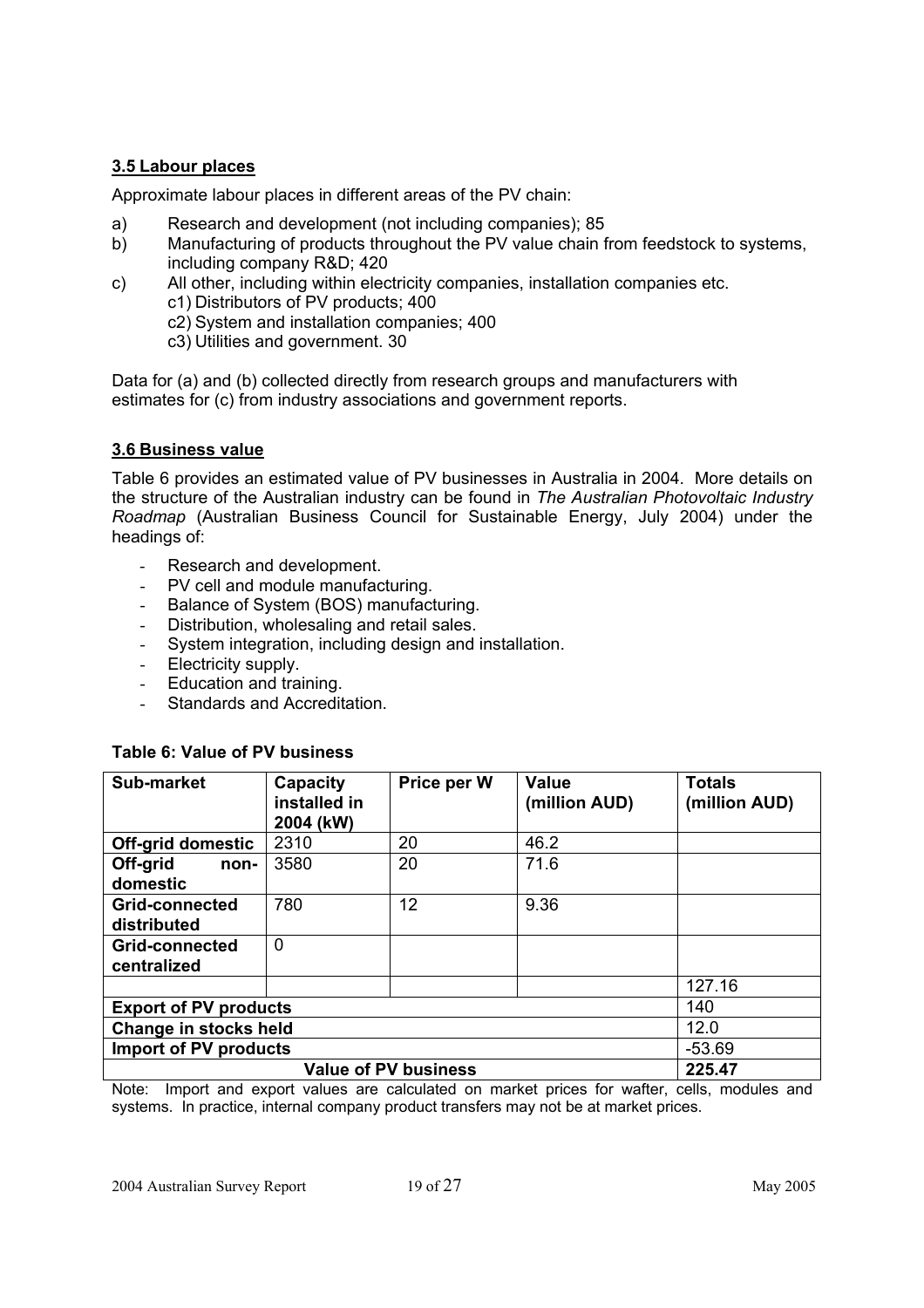### 3.5 Labour places

Approximate labour places in different areas of the PV chain:

a) Research and development (not including companies); 85
b) Manufacturing of products throughout the PV value chain from feedstock to systems, including company R&D; 420
c) All other, including within electricity companies, installation companies etc.
   c1) Distributors of PV products; 400
   c2) System and installation companies; 400
   c3) Utilities and government. 30

Data for (a) and (b) collected directly from research groups and manufacturers with estimates for (c) from industry associations and government reports.

### 3.6 Business value

Table 6 provides an estimated value of PV businesses in Australia in 2004. More details on the structure of the Australian industry can be found in *The Australian Photovoltaic Industry Roadmap* (Australian Business Council for Sustainable Energy, July 2004) under the headings of:

- Research and development.
- PV cell and module manufacturing.
- Balance of System (BOS) manufacturing.
- Distribution, wholesaling and retail sales.
- System integration, including design and installation.
- Electricity supply.
- Education and training.
- Standards and Accreditation.

**Table 6: Value of PV business**

| Sub-market | Capacity installed in 2004 (kW) | Price per W | Value (million AUD) | Totals (million AUD) |
|---|---|---|---|---|
| **Off-grid domestic** | 2310 | 20 | 46.2 | |
| **Off-grid non-domestic** | 3580 | 20 | 71.6 | |
| **Grid-connected distributed** | 780 | 12 | 9.36 | |
| **Grid-connected centralized** | 0 | | | |
| | | | | 127.16 |
| **Export of PV products** | | | | 140 |
| **Change in stocks held** | | | | 12.0 |
| **Import of PV products** | | | | -53.69 |
| **Value of PV business** | | | | **225.47** |

Note: Import and export values are calculated on market prices for wafter, cells, modules and systems. In practice, internal company product transfers may not be at market prices.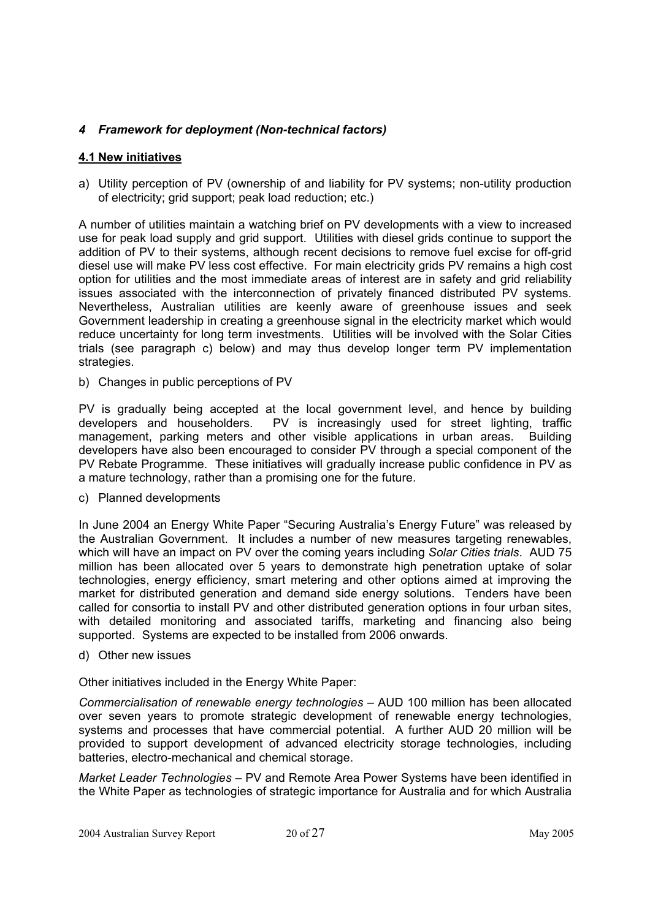## *4 Framework for deployment (Non-technical factors)*

### **4.1 New initiatives**

a) Utility perception of PV (ownership of and liability for PV systems; non-utility production of electricity; grid support; peak load reduction; etc.)

A number of utilities maintain a watching brief on PV developments with a view to increased use for peak load supply and grid support. Utilities with diesel grids continue to support the addition of PV to their systems, although recent decisions to remove fuel excise for off-grid diesel use will make PV less cost effective. For main electricity grids PV remains a high cost option for utilities and the most immediate areas of interest are in safety and grid reliability issues associated with the interconnection of privately financed distributed PV systems. Nevertheless, Australian utilities are keenly aware of greenhouse issues and seek Government leadership in creating a greenhouse signal in the electricity market which would reduce uncertainty for long term investments. Utilities will be involved with the Solar Cities trials (see paragraph c) below) and may thus develop longer term PV implementation strategies.

b) Changes in public perceptions of PV

PV is gradually being accepted at the local government level, and hence by building developers and householders. PV is increasingly used for street lighting, traffic management, parking meters and other visible applications in urban areas. Building developers have also been encouraged to consider PV through a special component of the PV Rebate Programme. These initiatives will gradually increase public confidence in PV as a mature technology, rather than a promising one for the future.

c) Planned developments

In June 2004 an Energy White Paper "Securing Australia's Energy Future" was released by the Australian Government. It includes a number of new measures targeting renewables, which will have an impact on PV over the coming years including *Solar Cities trials*. AUD 75 million has been allocated over 5 years to demonstrate high penetration uptake of solar technologies, energy efficiency, smart metering and other options aimed at improving the market for distributed generation and demand side energy solutions. Tenders have been called for consortia to install PV and other distributed generation options in four urban sites, with detailed monitoring and associated tariffs, marketing and financing also being supported. Systems are expected to be installed from 2006 onwards.

d) Other new issues

Other initiatives included in the Energy White Paper:

*Commercialisation of renewable energy technologies* – AUD 100 million has been allocated over seven years to promote strategic development of renewable energy technologies, systems and processes that have commercial potential. A further AUD 20 million will be provided to support development of advanced electricity storage technologies, including batteries, electro-mechanical and chemical storage.

*Market Leader Technologies* – PV and Remote Area Power Systems have been identified in the White Paper as technologies of strategic importance for Australia and for which Australia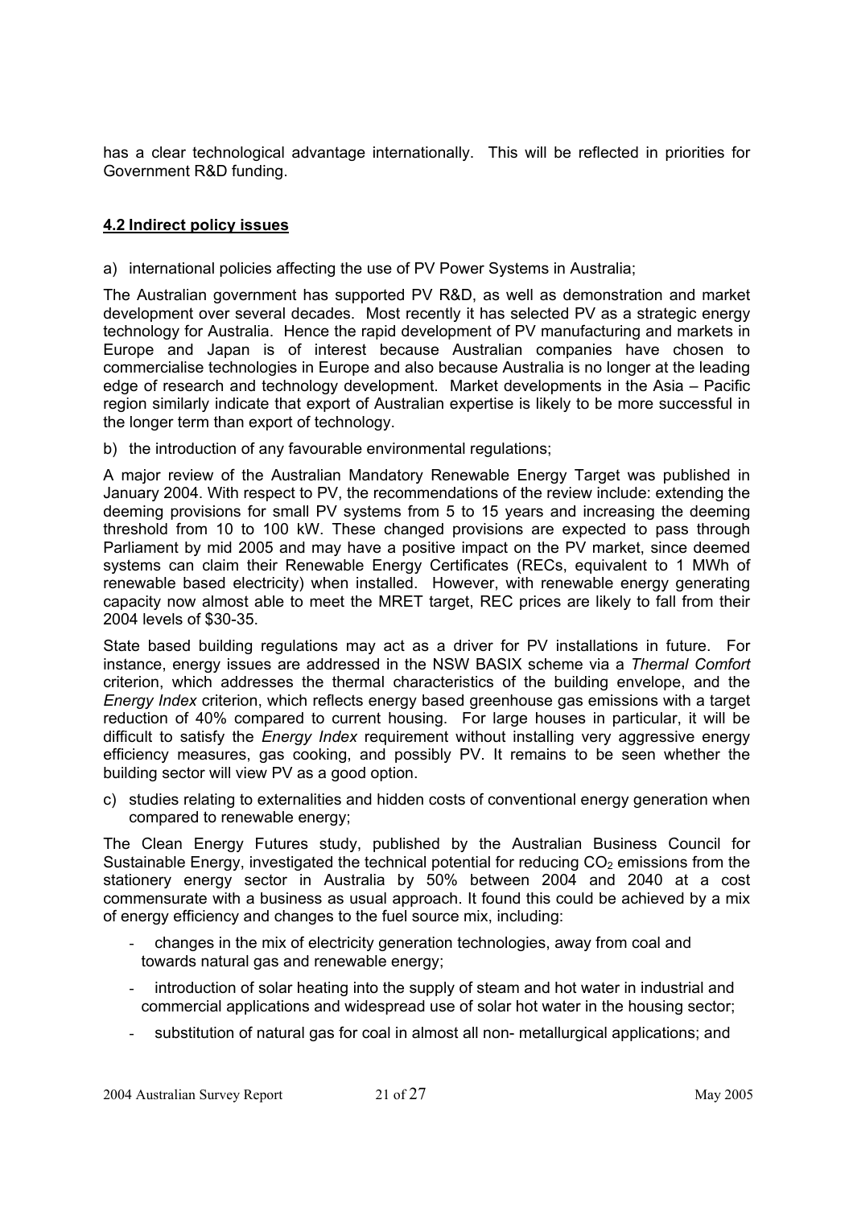has a clear technological advantage internationally. This will be reflected in priorities for Government R&D funding.

## 4.2 Indirect policy issues

a) international policies affecting the use of PV Power Systems in Australia;

The Australian government has supported PV R&D, as well as demonstration and market development over several decades. Most recently it has selected PV as a strategic energy technology for Australia. Hence the rapid development of PV manufacturing and markets in Europe and Japan is of interest because Australian companies have chosen to commercialise technologies in Europe and also because Australia is no longer at the leading edge of research and technology development. Market developments in the Asia – Pacific region similarly indicate that export of Australian expertise is likely to be more successful in the longer term than export of technology.

b) the introduction of any favourable environmental regulations;

A major review of the Australian Mandatory Renewable Energy Target was published in January 2004. With respect to PV, the recommendations of the review include: extending the deeming provisions for small PV systems from 5 to 15 years and increasing the deeming threshold from 10 to 100 kW. These changed provisions are expected to pass through Parliament by mid 2005 and may have a positive impact on the PV market, since deemed systems can claim their Renewable Energy Certificates (RECs, equivalent to 1 MWh of renewable based electricity) when installed. However, with renewable energy generating capacity now almost able to meet the MRET target, REC prices are likely to fall from their 2004 levels of $30-35.

State based building regulations may act as a driver for PV installations in future. For instance, energy issues are addressed in the NSW BASIX scheme via a *Thermal Comfort* criterion, which addresses the thermal characteristics of the building envelope, and the *Energy Index* criterion, which reflects energy based greenhouse gas emissions with a target reduction of 40% compared to current housing. For large houses in particular, it will be difficult to satisfy the *Energy Index* requirement without installing very aggressive energy efficiency measures, gas cooking, and possibly PV. It remains to be seen whether the building sector will view PV as a good option.

c) studies relating to externalities and hidden costs of conventional energy generation when compared to renewable energy;

The Clean Energy Futures study, published by the Australian Business Council for Sustainable Energy, investigated the technical potential for reducing $CO_2$ emissions from the stationery energy sector in Australia by 50% between 2004 and 2040 at a cost commensurate with a business as usual approach. It found this could be achieved by a mix of energy efficiency and changes to the fuel source mix, including:

- changes in the mix of electricity generation technologies, away from coal and towards natural gas and renewable energy;
- introduction of solar heating into the supply of steam and hot water in industrial and commercial applications and widespread use of solar hot water in the housing sector;
- substitution of natural gas for coal in almost all non- metallurgical applications; and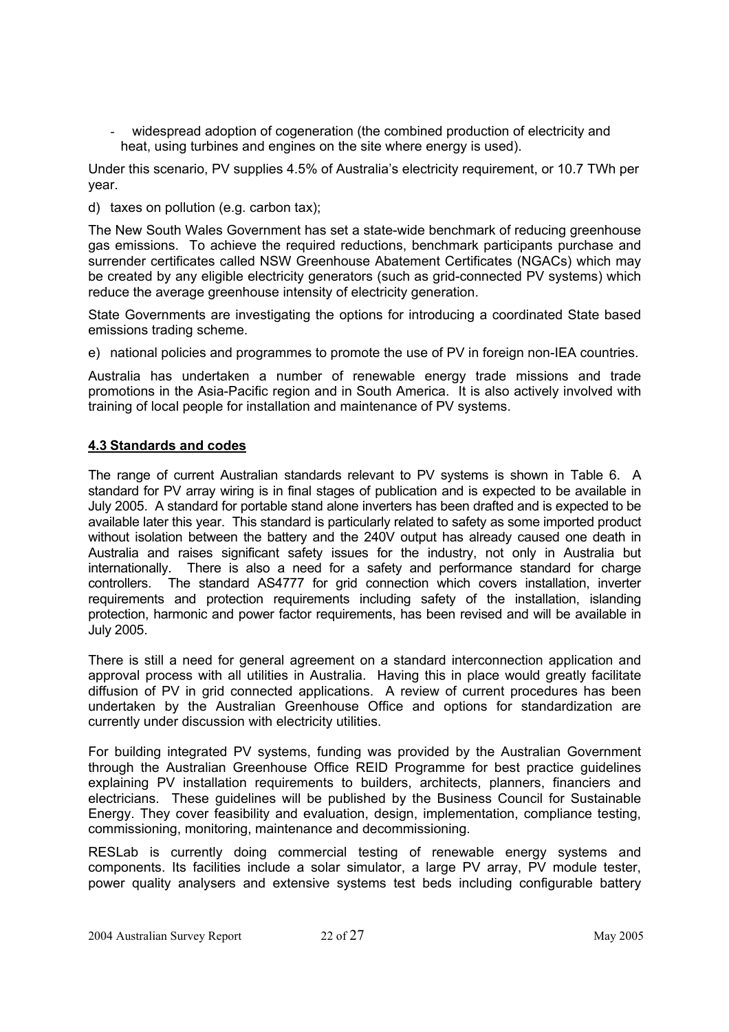- widespread adoption of cogeneration (the combined production of electricity and heat, using turbines and engines on the site where energy is used).

Under this scenario, PV supplies 4.5% of Australia's electricity requirement, or 10.7 TWh per year.

d) taxes on pollution (e.g. carbon tax);

The New South Wales Government has set a state-wide benchmark of reducing greenhouse gas emissions. To achieve the required reductions, benchmark participants purchase and surrender certificates called NSW Greenhouse Abatement Certificates (NGACs) which may be created by any eligible electricity generators (such as grid-connected PV systems) which reduce the average greenhouse intensity of electricity generation.

State Governments are investigating the options for introducing a coordinated State based emissions trading scheme.

e) national policies and programmes to promote the use of PV in foreign non-IEA countries.

Australia has undertaken a number of renewable energy trade missions and trade promotions in the Asia-Pacific region and in South America. It is also actively involved with training of local people for installation and maintenance of PV systems.

## 4.3 Standards and codes

The range of current Australian standards relevant to PV systems is shown in Table 6. A standard for PV array wiring is in final stages of publication and is expected to be available in July 2005. A standard for portable stand alone inverters has been drafted and is expected to be available later this year. This standard is particularly related to safety as some imported product without isolation between the battery and the 240V output has already caused one death in Australia and raises significant safety issues for the industry, not only in Australia but internationally. There is also a need for a safety and performance standard for charge controllers. The standard AS4777 for grid connection which covers installation, inverter requirements and protection requirements including safety of the installation, islanding protection, harmonic and power factor requirements, has been revised and will be available in July 2005.

There is still a need for general agreement on a standard interconnection application and approval process with all utilities in Australia. Having this in place would greatly facilitate diffusion of PV in grid connected applications. A review of current procedures has been undertaken by the Australian Greenhouse Office and options for standardization are currently under discussion with electricity utilities.

For building integrated PV systems, funding was provided by the Australian Government through the Australian Greenhouse Office REID Programme for best practice guidelines explaining PV installation requirements to builders, architects, planners, financiers and electricians. These guidelines will be published by the Business Council for Sustainable Energy. They cover feasibility and evaluation, design, implementation, compliance testing, commissioning, monitoring, maintenance and decommissioning.

RESLab is currently doing commercial testing of renewable energy systems and components. Its facilities include a solar simulator, a large PV array, PV module tester, power quality analysers and extensive systems test beds including configurable battery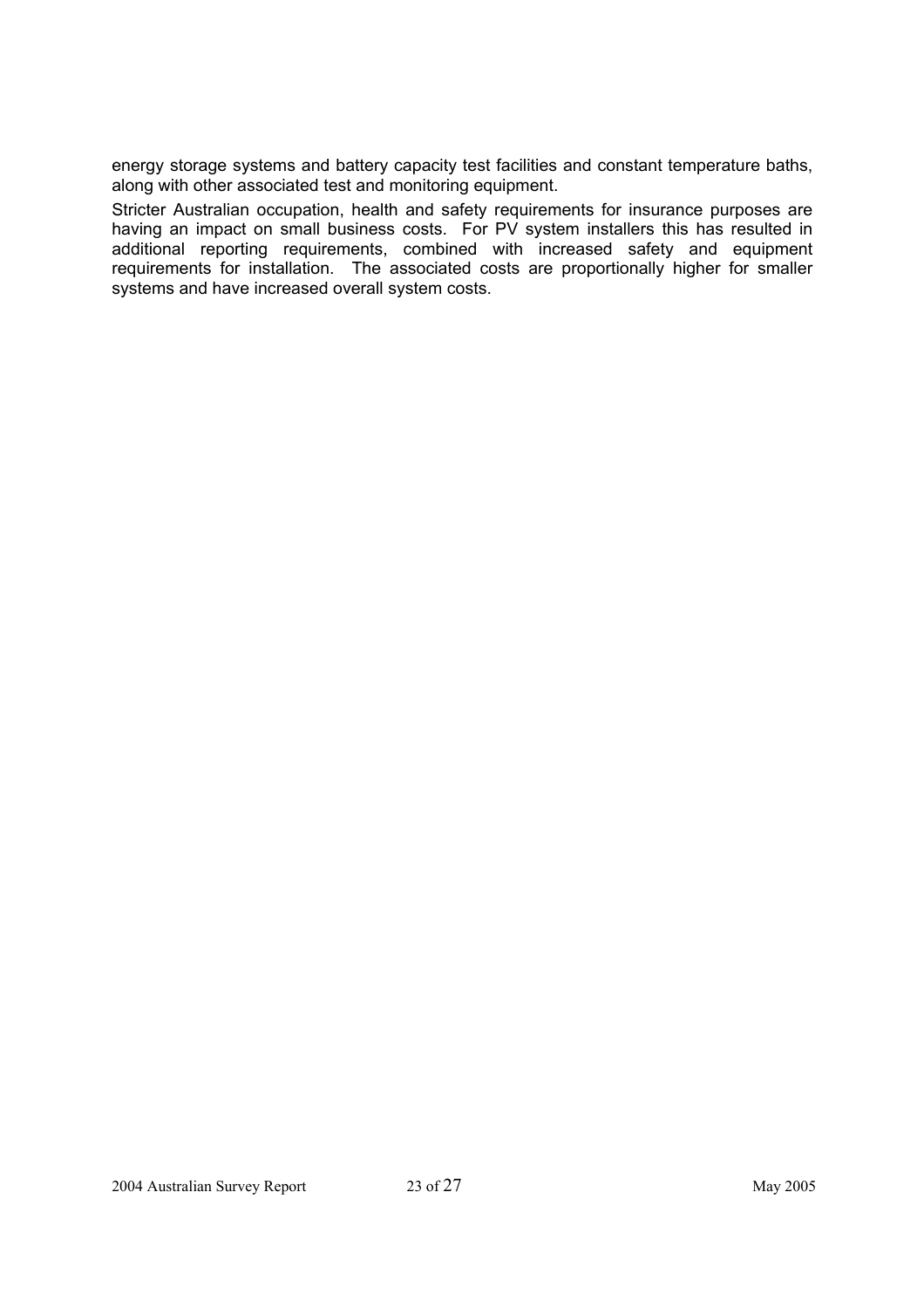energy storage systems and battery capacity test facilities and constant temperature baths, along with other associated test and monitoring equipment.

Stricter Australian occupation, health and safety requirements for insurance purposes are having an impact on small business costs. For PV system installers this has resulted in additional reporting requirements, combined with increased safety and equipment requirements for installation. The associated costs are proportionally higher for smaller systems and have increased overall system costs.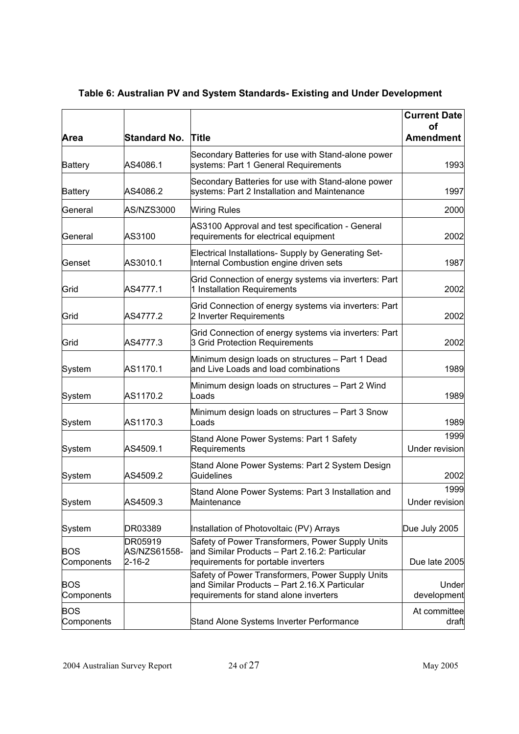**Table 6: Australian PV and System Standards- Existing and Under Development**

| Area | Standard No. | Title | Current Date of Amendment |
|---|---|---|---|
| Battery | AS4086.1 | Secondary Batteries for use with Stand-alone power systems: Part 1 General Requirements | 1993 |
| Battery | AS4086.2 | Secondary Batteries for use with Stand-alone power systems: Part 2 Installation and Maintenance | 1997 |
| General | AS/NZS3000 | Wiring Rules | 2000 |
| General | AS3100 | AS3100 Approval and test specification - General requirements for electrical equipment | 2002 |
| Genset | AS3010.1 | Electrical Installations- Supply by Generating Set-Internal Combustion engine driven sets | 1987 |
| Grid | AS4777.1 | Grid Connection of energy systems via inverters: Part 1 Installation Requirements | 2002 |
| Grid | AS4777.2 | Grid Connection of energy systems via inverters: Part 2 Inverter Requirements | 2002 |
| Grid | AS4777.3 | Grid Connection of energy systems via inverters: Part 3 Grid Protection Requirements | 2002 |
| System | AS1170.1 | Minimum design loads on structures – Part 1 Dead and Live Loads and load combinations | 1989 |
| System | AS1170.2 | Minimum design loads on structures – Part 2 Wind Loads | 1989 |
| System | AS1170.3 | Minimum design loads on structures – Part 3 Snow Loads | 1989 |
| System | AS4509.1 | Stand Alone Power Systems: Part 1 Safety Requirements | 1999 Under revision |
| System | AS4509.2 | Stand Alone Power Systems: Part 2 System Design Guidelines | 2002 |
| System | AS4509.3 | Stand Alone Power Systems: Part 3 Installation and Maintenance | 1999 Under revision |
| System | DR03389 | Installation of Photovoltaic (PV) Arrays | Due July 2005 |
| BOS Components | DR05919 AS/NZS61558-2-16-2 | Safety of Power Transformers, Power Supply Units and Similar Products – Part 2.16.2: Particular requirements for portable inverters | Due late 2005 |
| BOS Components | | Safety of Power Transformers, Power Supply Units and Similar Products – Part 2.16.X Particular requirements for stand alone inverters | Under development |
| BOS Components | | Stand Alone Systems Inverter Performance | At committee draft |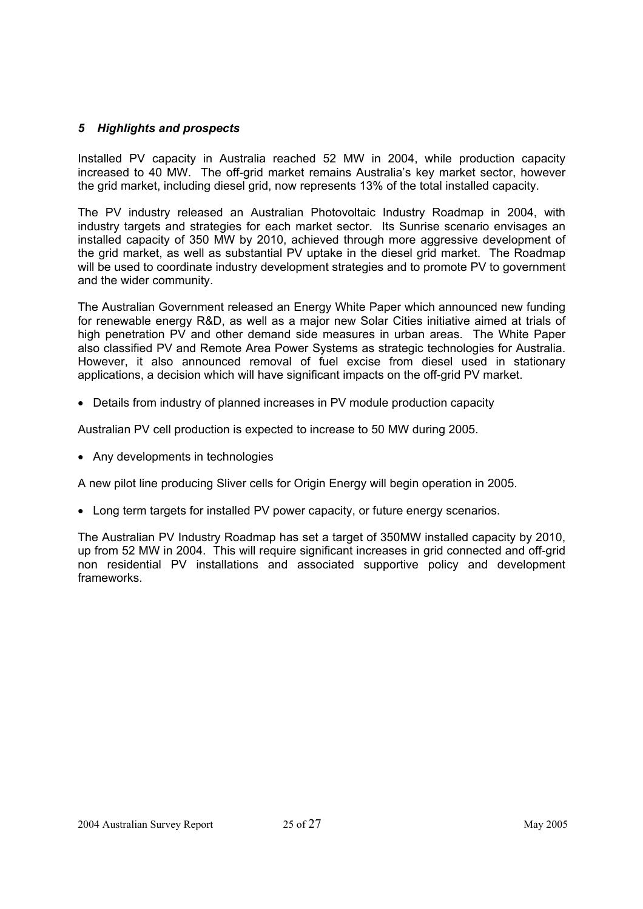## *5 Highlights and prospects*

Installed PV capacity in Australia reached 52 MW in 2004, while production capacity increased to 40 MW. The off-grid market remains Australia's key market sector, however the grid market, including diesel grid, now represents 13% of the total installed capacity.

The PV industry released an Australian Photovoltaic Industry Roadmap in 2004, with industry targets and strategies for each market sector. Its Sunrise scenario envisages an installed capacity of 350 MW by 2010, achieved through more aggressive development of the grid market, as well as substantial PV uptake in the diesel grid market. The Roadmap will be used to coordinate industry development strategies and to promote PV to government and the wider community.

The Australian Government released an Energy White Paper which announced new funding for renewable energy R&D, as well as a major new Solar Cities initiative aimed at trials of high penetration PV and other demand side measures in urban areas. The White Paper also classified PV and Remote Area Power Systems as strategic technologies for Australia. However, it also announced removal of fuel excise from diesel used in stationary applications, a decision which will have significant impacts on the off-grid PV market.

- Details from industry of planned increases in PV module production capacity

Australian PV cell production is expected to increase to 50 MW during 2005.

- Any developments in technologies

A new pilot line producing Sliver cells for Origin Energy will begin operation in 2005.

- Long term targets for installed PV power capacity, or future energy scenarios.

The Australian PV Industry Roadmap has set a target of 350MW installed capacity by 2010, up from 52 MW in 2004. This will require significant increases in grid connected and off-grid non residential PV installations and associated supportive policy and development frameworks.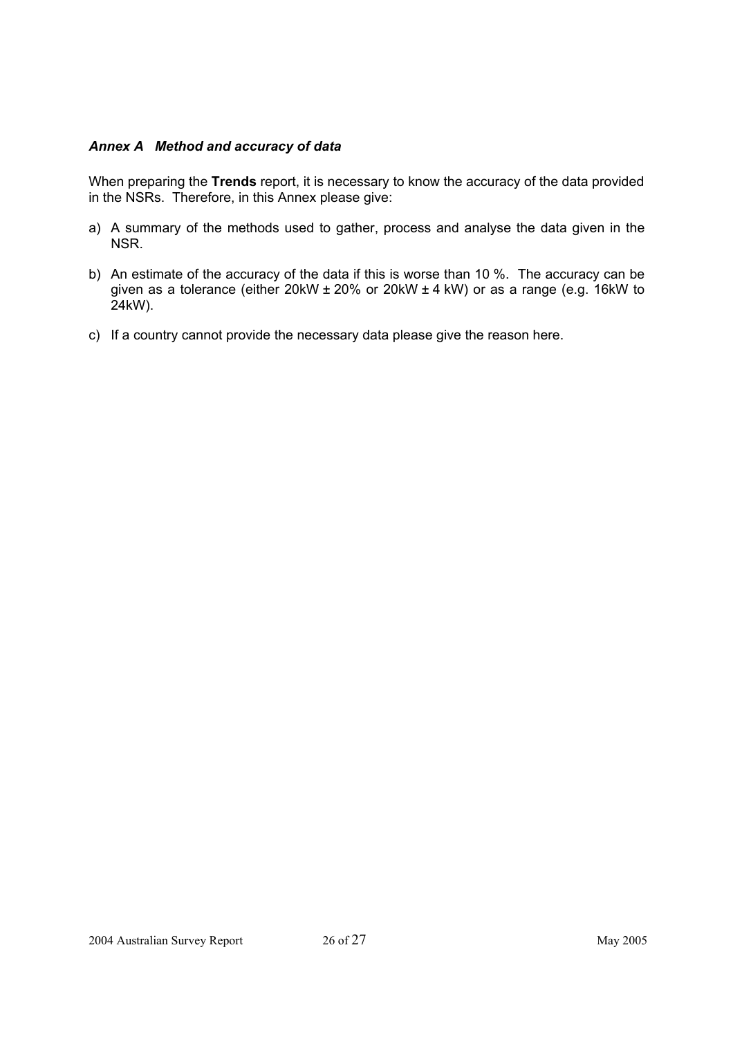### *Annex A Method and accuracy of data*

When preparing the **Trends** report, it is necessary to know the accuracy of the data provided in the NSRs. Therefore, in this Annex please give:

a) A summary of the methods used to gather, process and analyse the data given in the NSR.

b) An estimate of the accuracy of the data if this is worse than 10 %. The accuracy can be given as a tolerance (either 20kW ± 20% or 20kW ± 4 kW) or as a range (e.g. 16kW to 24kW).

c) If a country cannot provide the necessary data please give the reason here.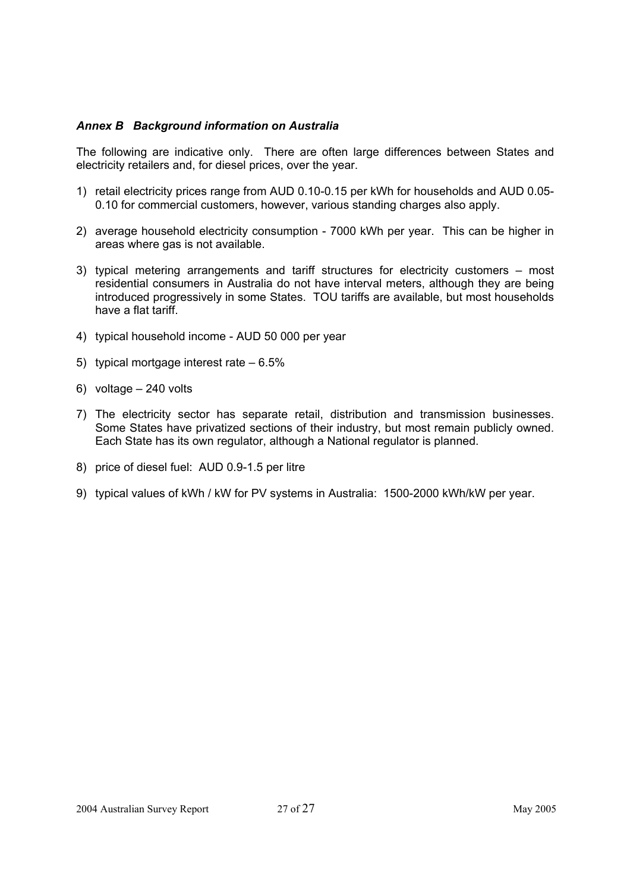### *Annex B Background information on Australia*

The following are indicative only. There are often large differences between States and electricity retailers and, for diesel prices, over the year.

1) retail electricity prices range from AUD 0.10-0.15 per kWh for households and AUD 0.05-0.10 for commercial customers, however, various standing charges also apply.

2) average household electricity consumption - 7000 kWh per year. This can be higher in areas where gas is not available.

3) typical metering arrangements and tariff structures for electricity customers – most residential consumers in Australia do not have interval meters, although they are being introduced progressively in some States. TOU tariffs are available, but most households have a flat tariff.

4) typical household income - AUD 50 000 per year

5) typical mortgage interest rate – 6.5%

6) voltage – 240 volts

7) The electricity sector has separate retail, distribution and transmission businesses. Some States have privatized sections of their industry, but most remain publicly owned. Each State has its own regulator, although a National regulator is planned.

8) price of diesel fuel: AUD 0.9-1.5 per litre

9) typical values of kWh / kW for PV systems in Australia: 1500-2000 kWh/kW per year.